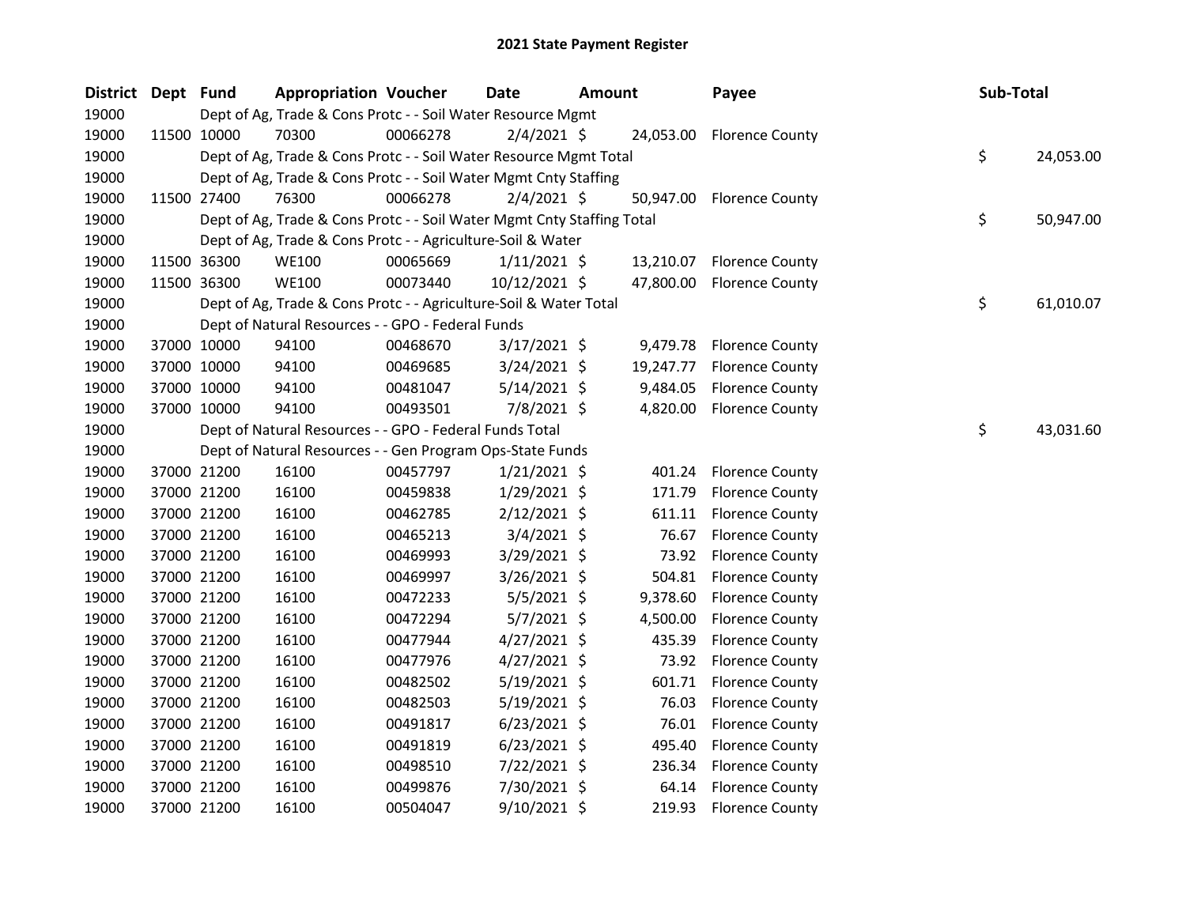# 2021 State Payment Register

| District | Dept | Fund | Appropriation | Voucher | Date | Amount | Payee | Sub-Total |
|---|---|---|---|---|---|---|---|---|
| 19000 | | Dept of Ag, Trade & Cons Protc - - Soil Water Resource Mgmt | | | | | | |
| 19000 | 11500 | 10000 | 70300 | 00066278 | 2/4/2021 | $ 24,053.00 | Florence County | |
| 19000 | | Dept of Ag, Trade & Cons Protc - - Soil Water Resource Mgmt Total | | | | | | $ 24,053.00 |
| 19000 | | Dept of Ag, Trade & Cons Protc - - Soil Water Mgmt Cnty Staffing | | | | | | |
| 19000 | 11500 | 27400 | 76300 | 00066278 | 2/4/2021 | $ 50,947.00 | Florence County | |
| 19000 | | Dept of Ag, Trade & Cons Protc - - Soil Water Mgmt Cnty Staffing Total | | | | | | $ 50,947.00 |
| 19000 | | Dept of Ag, Trade & Cons Protc - - Agriculture-Soil & Water | | | | | | |
| 19000 | 11500 | 36300 | WE100 | 00065669 | 1/11/2021 | $ 13,210.07 | Florence County | |
| 19000 | 11500 | 36300 | WE100 | 00073440 | 10/12/2021 | $ 47,800.00 | Florence County | |
| 19000 | | Dept of Ag, Trade & Cons Protc - - Agriculture-Soil & Water Total | | | | | | $ 61,010.07 |
| 19000 | | Dept of Natural Resources - - GPO - Federal Funds | | | | | | |
| 19000 | 37000 | 10000 | 94100 | 00468670 | 3/17/2021 | $ 9,479.78 | Florence County | |
| 19000 | 37000 | 10000 | 94100 | 00469685 | 3/24/2021 | $ 19,247.77 | Florence County | |
| 19000 | 37000 | 10000 | 94100 | 00481047 | 5/14/2021 | $ 9,484.05 | Florence County | |
| 19000 | 37000 | 10000 | 94100 | 00493501 | 7/8/2021 | $ 4,820.00 | Florence County | |
| 19000 | | Dept of Natural Resources - - GPO - Federal Funds Total | | | | | | $ 43,031.60 |
| 19000 | | Dept of Natural Resources - - Gen Program Ops-State Funds | | | | | | |
| 19000 | 37000 | 21200 | 16100 | 00457797 | 1/21/2021 | $ 401.24 | Florence County | |
| 19000 | 37000 | 21200 | 16100 | 00459838 | 1/29/2021 | $ 171.79 | Florence County | |
| 19000 | 37000 | 21200 | 16100 | 00462785 | 2/12/2021 | $ 611.11 | Florence County | |
| 19000 | 37000 | 21200 | 16100 | 00465213 | 3/4/2021 | $ 76.67 | Florence County | |
| 19000 | 37000 | 21200 | 16100 | 00469993 | 3/29/2021 | $ 73.92 | Florence County | |
| 19000 | 37000 | 21200 | 16100 | 00469997 | 3/26/2021 | $ 504.81 | Florence County | |
| 19000 | 37000 | 21200 | 16100 | 00472233 | 5/5/2021 | $ 9,378.60 | Florence County | |
| 19000 | 37000 | 21200 | 16100 | 00472294 | 5/7/2021 | $ 4,500.00 | Florence County | |
| 19000 | 37000 | 21200 | 16100 | 00477944 | 4/27/2021 | $ 435.39 | Florence County | |
| 19000 | 37000 | 21200 | 16100 | 00477976 | 4/27/2021 | $ 73.92 | Florence County | |
| 19000 | 37000 | 21200 | 16100 | 00482502 | 5/19/2021 | $ 601.71 | Florence County | |
| 19000 | 37000 | 21200 | 16100 | 00482503 | 5/19/2021 | $ 76.03 | Florence County | |
| 19000 | 37000 | 21200 | 16100 | 00491817 | 6/23/2021 | $ 76.01 | Florence County | |
| 19000 | 37000 | 21200 | 16100 | 00491819 | 6/23/2021 | $ 495.40 | Florence County | |
| 19000 | 37000 | 21200 | 16100 | 00498510 | 7/22/2021 | $ 236.34 | Florence County | |
| 19000 | 37000 | 21200 | 16100 | 00499876 | 7/30/2021 | $ 64.14 | Florence County | |
| 19000 | 37000 | 21200 | 16100 | 00504047 | 9/10/2021 | $ 219.93 | Florence County | |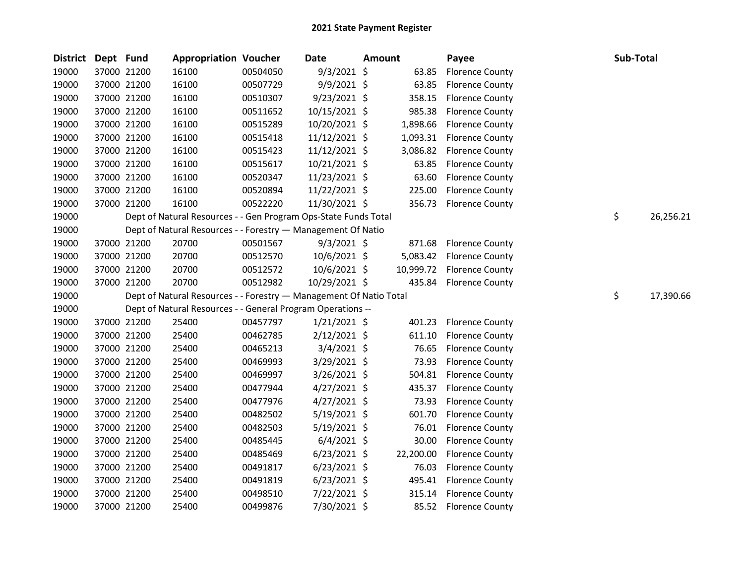## 2021 State Payment Register

| District | Dept | Fund | Appropriation | Voucher | Date | Amount | Payee | Sub-Total |
|---|---|---|---|---|---|---|---|---|
| 19000 | 37000 | 21200 | 16100 | 00504050 | 9/3/2021 | $ 63.85 | Florence County | |
| 19000 | 37000 | 21200 | 16100 | 00507729 | 9/9/2021 | $ 63.85 | Florence County | |
| 19000 | 37000 | 21200 | 16100 | 00510307 | 9/23/2021 | $ 358.15 | Florence County | |
| 19000 | 37000 | 21200 | 16100 | 00511652 | 10/15/2021 | $ 985.38 | Florence County | |
| 19000 | 37000 | 21200 | 16100 | 00515289 | 10/20/2021 | $ 1,898.66 | Florence County | |
| 19000 | 37000 | 21200 | 16100 | 00515418 | 11/12/2021 | $ 1,093.31 | Florence County | |
| 19000 | 37000 | 21200 | 16100 | 00515423 | 11/12/2021 | $ 3,086.82 | Florence County | |
| 19000 | 37000 | 21200 | 16100 | 00515617 | 10/21/2021 | $ 63.85 | Florence County | |
| 19000 | 37000 | 21200 | 16100 | 00520347 | 11/23/2021 | $ 63.60 | Florence County | |
| 19000 | 37000 | 21200 | 16100 | 00520894 | 11/22/2021 | $ 225.00 | Florence County | |
| 19000 | 37000 | 21200 | 16100 | 00522220 | 11/30/2021 | $ 356.73 | Florence County | |
| 19000 | | Dept of Natural Resources - - Gen Program Ops-State Funds Total | | | | | | $ 26,256.21 |
| 19000 | | Dept of Natural Resources - - Forestry — Management Of Natio | | | | | | |
| 19000 | 37000 | 21200 | 20700 | 00501567 | 9/3/2021 | $ 871.68 | Florence County | |
| 19000 | 37000 | 21200 | 20700 | 00512570 | 10/6/2021 | $ 5,083.42 | Florence County | |
| 19000 | 37000 | 21200 | 20700 | 00512572 | 10/6/2021 | $ 10,999.72 | Florence County | |
| 19000 | 37000 | 21200 | 20700 | 00512982 | 10/29/2021 | $ 435.84 | Florence County | |
| 19000 | | Dept of Natural Resources - - Forestry — Management Of Natio Total | | | | | | $ 17,390.66 |
| 19000 | | Dept of Natural Resources - - General Program Operations -- | | | | | | |
| 19000 | 37000 | 21200 | 25400 | 00457797 | 1/21/2021 | $ 401.23 | Florence County | |
| 19000 | 37000 | 21200 | 25400 | 00462785 | 2/12/2021 | $ 611.10 | Florence County | |
| 19000 | 37000 | 21200 | 25400 | 00465213 | 3/4/2021 | $ 76.65 | Florence County | |
| 19000 | 37000 | 21200 | 25400 | 00469993 | 3/29/2021 | $ 73.93 | Florence County | |
| 19000 | 37000 | 21200 | 25400 | 00469997 | 3/26/2021 | $ 504.81 | Florence County | |
| 19000 | 37000 | 21200 | 25400 | 00477944 | 4/27/2021 | $ 435.37 | Florence County | |
| 19000 | 37000 | 21200 | 25400 | 00477976 | 4/27/2021 | $ 73.93 | Florence County | |
| 19000 | 37000 | 21200 | 25400 | 00482502 | 5/19/2021 | $ 601.70 | Florence County | |
| 19000 | 37000 | 21200 | 25400 | 00482503 | 5/19/2021 | $ 76.01 | Florence County | |
| 19000 | 37000 | 21200 | 25400 | 00485445 | 6/4/2021 | $ 30.00 | Florence County | |
| 19000 | 37000 | 21200 | 25400 | 00485469 | 6/23/2021 | $ 22,200.00 | Florence County | |
| 19000 | 37000 | 21200 | 25400 | 00491817 | 6/23/2021 | $ 76.03 | Florence County | |
| 19000 | 37000 | 21200 | 25400 | 00491819 | 6/23/2021 | $ 495.41 | Florence County | |
| 19000 | 37000 | 21200 | 25400 | 00498510 | 7/22/2021 | $ 315.14 | Florence County | |
| 19000 | 37000 | 21200 | 25400 | 00499876 | 7/30/2021 | $ 85.52 | Florence County | |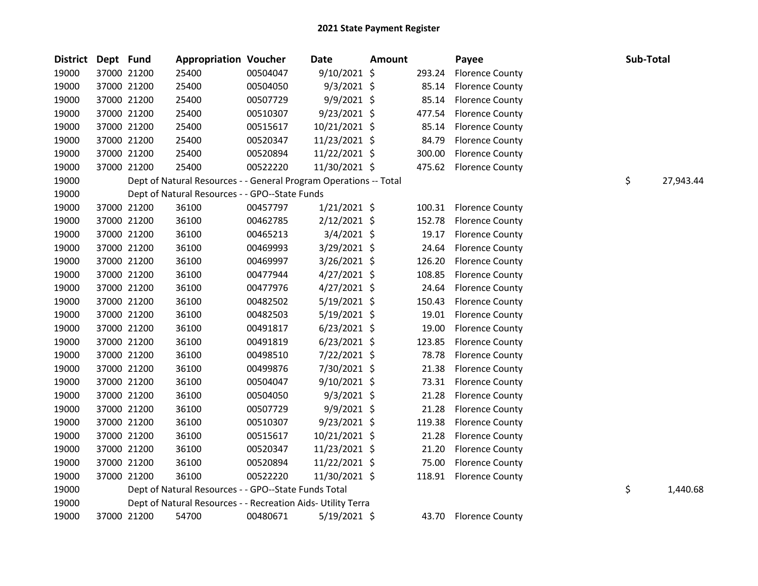# 2021 State Payment Register

| District | Dept | Fund | Appropriation | Voucher | Date | Amount | Payee | Sub-Total |
|---|---|---|---|---|---|---|---|---|
| 19000 | 37000 | 21200 | 25400 | 00504047 | 9/10/2021 | $ 293.24 | Florence County | |
| 19000 | 37000 | 21200 | 25400 | 00504050 | 9/3/2021 | $ 85.14 | Florence County | |
| 19000 | 37000 | 21200 | 25400 | 00507729 | 9/9/2021 | $ 85.14 | Florence County | |
| 19000 | 37000 | 21200 | 25400 | 00510307 | 9/23/2021 | $ 477.54 | Florence County | |
| 19000 | 37000 | 21200 | 25400 | 00515617 | 10/21/2021 | $ 85.14 | Florence County | |
| 19000 | 37000 | 21200 | 25400 | 00520347 | 11/23/2021 | $ 84.79 | Florence County | |
| 19000 | 37000 | 21200 | 25400 | 00520894 | 11/22/2021 | $ 300.00 | Florence County | |
| 19000 | 37000 | 21200 | 25400 | 00522220 | 11/30/2021 | $ 475.62 | Florence County | |
| 19000 | | Dept of Natural Resources - - General Program Operations -- Total | | | | | | $ 27,943.44 |
| 19000 | | Dept of Natural Resources - - GPO--State Funds | | | | | | |
| 19000 | 37000 | 21200 | 36100 | 00457797 | 1/21/2021 | $ 100.31 | Florence County | |
| 19000 | 37000 | 21200 | 36100 | 00462785 | 2/12/2021 | $ 152.78 | Florence County | |
| 19000 | 37000 | 21200 | 36100 | 00465213 | 3/4/2021 | $ 19.17 | Florence County | |
| 19000 | 37000 | 21200 | 36100 | 00469993 | 3/29/2021 | $ 24.64 | Florence County | |
| 19000 | 37000 | 21200 | 36100 | 00469997 | 3/26/2021 | $ 126.20 | Florence County | |
| 19000 | 37000 | 21200 | 36100 | 00477944 | 4/27/2021 | $ 108.85 | Florence County | |
| 19000 | 37000 | 21200 | 36100 | 00477976 | 4/27/2021 | $ 24.64 | Florence County | |
| 19000 | 37000 | 21200 | 36100 | 00482502 | 5/19/2021 | $ 150.43 | Florence County | |
| 19000 | 37000 | 21200 | 36100 | 00482503 | 5/19/2021 | $ 19.01 | Florence County | |
| 19000 | 37000 | 21200 | 36100 | 00491817 | 6/23/2021 | $ 19.00 | Florence County | |
| 19000 | 37000 | 21200 | 36100 | 00491819 | 6/23/2021 | $ 123.85 | Florence County | |
| 19000 | 37000 | 21200 | 36100 | 00498510 | 7/22/2021 | $ 78.78 | Florence County | |
| 19000 | 37000 | 21200 | 36100 | 00499876 | 7/30/2021 | $ 21.38 | Florence County | |
| 19000 | 37000 | 21200 | 36100 | 00504047 | 9/10/2021 | $ 73.31 | Florence County | |
| 19000 | 37000 | 21200 | 36100 | 00504050 | 9/3/2021 | $ 21.28 | Florence County | |
| 19000 | 37000 | 21200 | 36100 | 00507729 | 9/9/2021 | $ 21.28 | Florence County | |
| 19000 | 37000 | 21200 | 36100 | 00510307 | 9/23/2021 | $ 119.38 | Florence County | |
| 19000 | 37000 | 21200 | 36100 | 00515617 | 10/21/2021 | $ 21.28 | Florence County | |
| 19000 | 37000 | 21200 | 36100 | 00520347 | 11/23/2021 | $ 21.20 | Florence County | |
| 19000 | 37000 | 21200 | 36100 | 00520894 | 11/22/2021 | $ 75.00 | Florence County | |
| 19000 | 37000 | 21200 | 36100 | 00522220 | 11/30/2021 | $ 118.91 | Florence County | |
| 19000 | | Dept of Natural Resources - - GPO--State Funds Total | | | | | | $ 1,440.68 |
| 19000 | | Dept of Natural Resources - - Recreation Aids- Utility Terra | | | | | | |
| 19000 | 37000 | 21200 | 54700 | 00480671 | 5/19/2021 | $ 43.70 | Florence County | |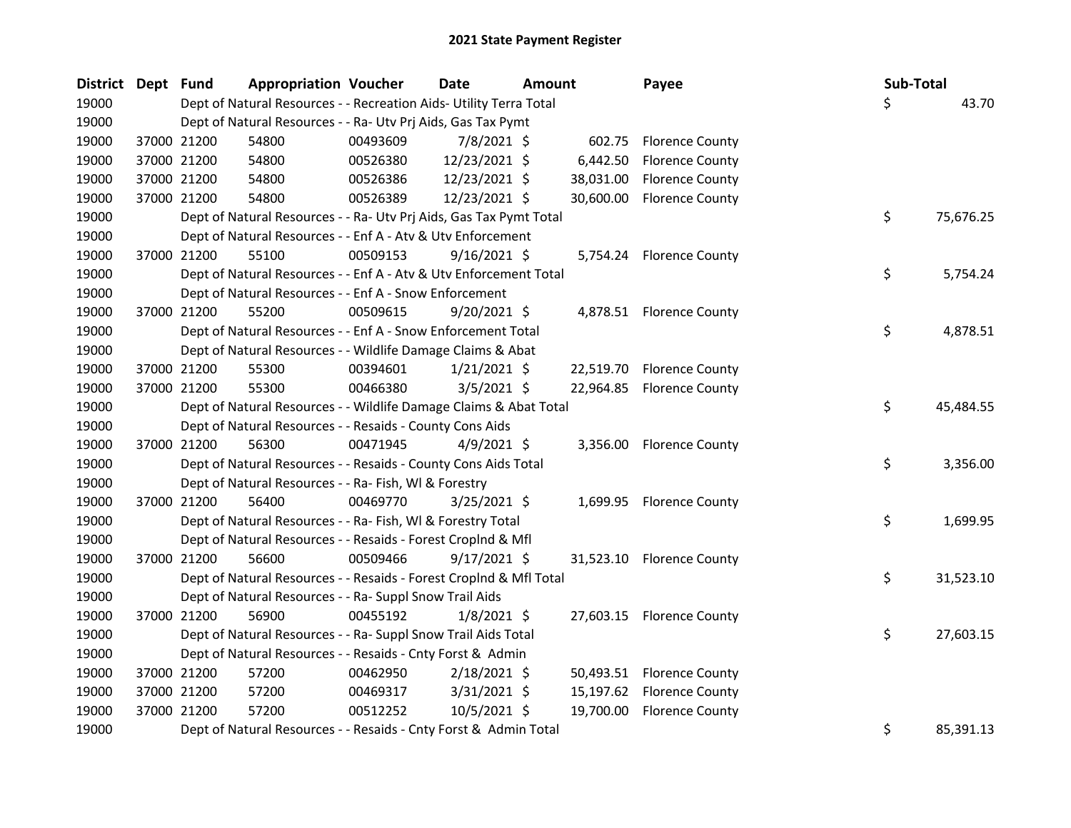# 2021 State Payment Register

| District | Dept | Fund | Appropriation | Voucher | Date | Amount | Payee | Sub-Total |
|---|---|---|---|---|---|---|---|---|
| 19000 | | | Dept of Natural Resources - - Recreation Aids- Utility Terra Total | | | | | $ 43.70 |
| 19000 | | | Dept of Natural Resources - - Ra- Utv Prj Aids, Gas Tax Pymt | | | | | |
| 19000 | 37000 | 21200 | 54800 | 00493609 | 7/8/2021 | $ 602.75 | Florence County | |
| 19000 | 37000 | 21200 | 54800 | 00526380 | 12/23/2021 | $ 6,442.50 | Florence County | |
| 19000 | 37000 | 21200 | 54800 | 00526386 | 12/23/2021 | $ 38,031.00 | Florence County | |
| 19000 | 37000 | 21200 | 54800 | 00526389 | 12/23/2021 | $ 30,600.00 | Florence County | |
| 19000 | | | Dept of Natural Resources - - Ra- Utv Prj Aids, Gas Tax Pymt Total | | | | | $ 75,676.25 |
| 19000 | | | Dept of Natural Resources - - Enf A - Atv & Utv Enforcement | | | | | |
| 19000 | 37000 | 21200 | 55100 | 00509153 | 9/16/2021 | $ 5,754.24 | Florence County | |
| 19000 | | | Dept of Natural Resources - - Enf A - Atv & Utv Enforcement Total | | | | | $ 5,754.24 |
| 19000 | | | Dept of Natural Resources - - Enf A - Snow Enforcement | | | | | |
| 19000 | 37000 | 21200 | 55200 | 00509615 | 9/20/2021 | $ 4,878.51 | Florence County | |
| 19000 | | | Dept of Natural Resources - - Enf A - Snow Enforcement Total | | | | | $ 4,878.51 |
| 19000 | | | Dept of Natural Resources - - Wildlife Damage Claims & Abat | | | | | |
| 19000 | 37000 | 21200 | 55300 | 00394601 | 1/21/2021 | $ 22,519.70 | Florence County | |
| 19000 | 37000 | 21200 | 55300 | 00466380 | 3/5/2021 | $ 22,964.85 | Florence County | |
| 19000 | | | Dept of Natural Resources - - Wildlife Damage Claims & Abat Total | | | | | $ 45,484.55 |
| 19000 | | | Dept of Natural Resources - - Resaids - County Cons Aids | | | | | |
| 19000 | 37000 | 21200 | 56300 | 00471945 | 4/9/2021 | $ 3,356.00 | Florence County | |
| 19000 | | | Dept of Natural Resources - - Resaids - County Cons Aids Total | | | | | $ 3,356.00 |
| 19000 | | | Dept of Natural Resources - - Ra- Fish, Wl & Forestry | | | | | |
| 19000 | 37000 | 21200 | 56400 | 00469770 | 3/25/2021 | $ 1,699.95 | Florence County | |
| 19000 | | | Dept of Natural Resources - - Ra- Fish, Wl & Forestry Total | | | | | $ 1,699.95 |
| 19000 | | | Dept of Natural Resources - - Resaids - Forest Croplnd & Mfl | | | | | |
| 19000 | 37000 | 21200 | 56600 | 00509466 | 9/17/2021 | $ 31,523.10 | Florence County | |
| 19000 | | | Dept of Natural Resources - - Resaids - Forest Croplnd & Mfl Total | | | | | $ 31,523.10 |
| 19000 | | | Dept of Natural Resources - - Ra- Suppl Snow Trail Aids | | | | | |
| 19000 | 37000 | 21200 | 56900 | 00455192 | 1/8/2021 | $ 27,603.15 | Florence County | |
| 19000 | | | Dept of Natural Resources - - Ra- Suppl Snow Trail Aids Total | | | | | $ 27,603.15 |
| 19000 | | | Dept of Natural Resources - - Resaids - Cnty Forst & Admin | | | | | |
| 19000 | 37000 | 21200 | 57200 | 00462950 | 2/18/2021 | $ 50,493.51 | Florence County | |
| 19000 | 37000 | 21200 | 57200 | 00469317 | 3/31/2021 | $ 15,197.62 | Florence County | |
| 19000 | 37000 | 21200 | 57200 | 00512252 | 10/5/2021 | $ 19,700.00 | Florence County | |
| 19000 | | | Dept of Natural Resources - - Resaids - Cnty Forst & Admin Total | | | | | $ 85,391.13 |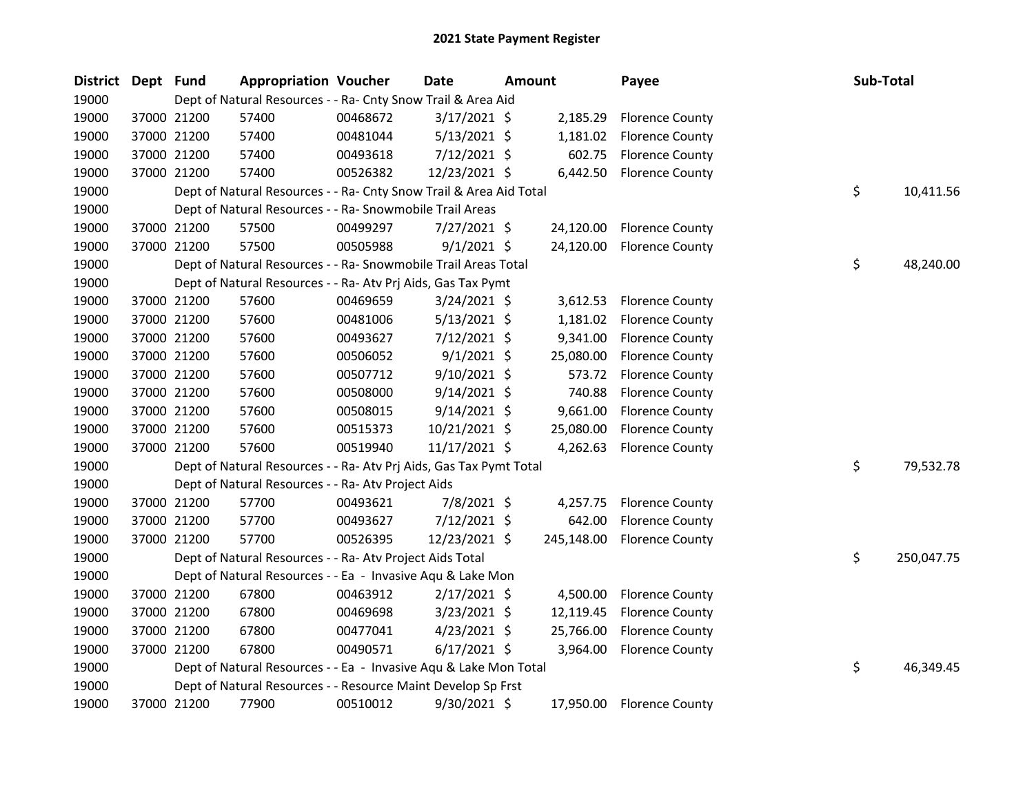## 2021 State Payment Register

| District | Dept | Fund | Appropriation | Voucher | Date | Amount | Payee | Sub-Total |
|---|---|---|---|---|---|---|---|---|
| 19000 | | Dept of Natural Resources - - Ra- Cnty Snow Trail & Area Aid | | | | | | |
| 19000 | 37000 | 21200 | 57400 | 00468672 | 3/17/2021 | $ 2,185.29 | Florence County | |
| 19000 | 37000 | 21200 | 57400 | 00481044 | 5/13/2021 | $ 1,181.02 | Florence County | |
| 19000 | 37000 | 21200 | 57400 | 00493618 | 7/12/2021 | $ 602.75 | Florence County | |
| 19000 | 37000 | 21200 | 57400 | 00526382 | 12/23/2021 | $ 6,442.50 | Florence County | |
| 19000 | | Dept of Natural Resources - - Ra- Cnty Snow Trail & Area Aid Total | | | | | | $ 10,411.56 |
| 19000 | | Dept of Natural Resources - - Ra- Snowmobile Trail Areas | | | | | | |
| 19000 | 37000 | 21200 | 57500 | 00499297 | 7/27/2021 | $ 24,120.00 | Florence County | |
| 19000 | 37000 | 21200 | 57500 | 00505988 | 9/1/2021 | $ 24,120.00 | Florence County | |
| 19000 | | Dept of Natural Resources - - Ra- Snowmobile Trail Areas Total | | | | | | $ 48,240.00 |
| 19000 | | Dept of Natural Resources - - Ra- Atv Prj Aids, Gas Tax Pymt | | | | | | |
| 19000 | 37000 | 21200 | 57600 | 00469659 | 3/24/2021 | $ 3,612.53 | Florence County | |
| 19000 | 37000 | 21200 | 57600 | 00481006 | 5/13/2021 | $ 1,181.02 | Florence County | |
| 19000 | 37000 | 21200 | 57600 | 00493627 | 7/12/2021 | $ 9,341.00 | Florence County | |
| 19000 | 37000 | 21200 | 57600 | 00506052 | 9/1/2021 | $ 25,080.00 | Florence County | |
| 19000 | 37000 | 21200 | 57600 | 00507712 | 9/10/2021 | $ 573.72 | Florence County | |
| 19000 | 37000 | 21200 | 57600 | 00508000 | 9/14/2021 | $ 740.88 | Florence County | |
| 19000 | 37000 | 21200 | 57600 | 00508015 | 9/14/2021 | $ 9,661.00 | Florence County | |
| 19000 | 37000 | 21200 | 57600 | 00515373 | 10/21/2021 | $ 25,080.00 | Florence County | |
| 19000 | 37000 | 21200 | 57600 | 00519940 | 11/17/2021 | $ 4,262.63 | Florence County | |
| 19000 | | Dept of Natural Resources - - Ra- Atv Prj Aids, Gas Tax Pymt Total | | | | | | $ 79,532.78 |
| 19000 | | Dept of Natural Resources - - Ra- Atv Project Aids | | | | | | |
| 19000 | 37000 | 21200 | 57700 | 00493621 | 7/8/2021 | $ 4,257.75 | Florence County | |
| 19000 | 37000 | 21200 | 57700 | 00493627 | 7/12/2021 | $ 642.00 | Florence County | |
| 19000 | 37000 | 21200 | 57700 | 00526395 | 12/23/2021 | $ 245,148.00 | Florence County | |
| 19000 | | Dept of Natural Resources - - Ra- Atv Project Aids Total | | | | | | $ 250,047.75 |
| 19000 | | Dept of Natural Resources - - Ea - Invasive Aqu & Lake Mon | | | | | | |
| 19000 | 37000 | 21200 | 67800 | 00463912 | 2/17/2021 | $ 4,500.00 | Florence County | |
| 19000 | 37000 | 21200 | 67800 | 00469698 | 3/23/2021 | $ 12,119.45 | Florence County | |
| 19000 | 37000 | 21200 | 67800 | 00477041 | 4/23/2021 | $ 25,766.00 | Florence County | |
| 19000 | 37000 | 21200 | 67800 | 00490571 | 6/17/2021 | $ 3,964.00 | Florence County | |
| 19000 | | Dept of Natural Resources - - Ea - Invasive Aqu & Lake Mon Total | | | | | | $ 46,349.45 |
| 19000 | | Dept of Natural Resources - - Resource Maint Develop Sp Frst | | | | | | |
| 19000 | 37000 | 21200 | 77900 | 00510012 | 9/30/2021 | $ 17,950.00 | Florence County | |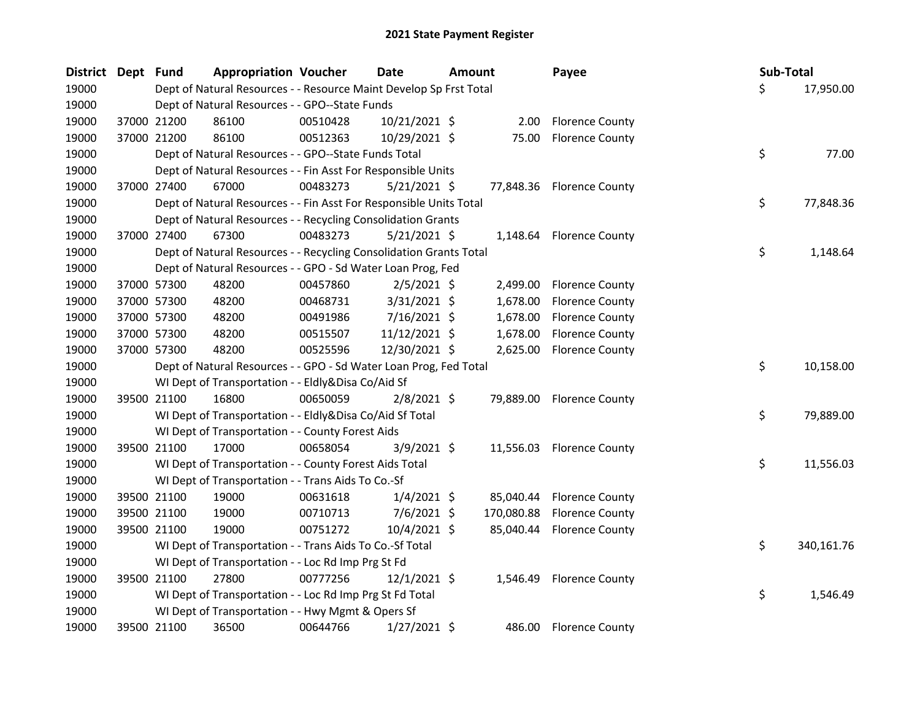# 2021 State Payment Register

| District | Dept | Fund | Appropriation | Voucher | Date | Amount | Payee | Sub-Total |
|---|---|---|---|---|---|---|---|---|
| 19000 | | | Dept of Natural Resources - - Resource Maint Develop Sp Frst Total | | | | | $ 17,950.00 |
| 19000 | | | Dept of Natural Resources - - GPO--State Funds | | | | | |
| 19000 | 37000 | 21200 | 86100 | 00510428 | 10/21/2021 | $ 2.00 | Florence County | |
| 19000 | 37000 | 21200 | 86100 | 00512363 | 10/29/2021 | $ 75.00 | Florence County | |
| 19000 | | | Dept of Natural Resources - - GPO--State Funds Total | | | | | $ 77.00 |
| 19000 | | | Dept of Natural Resources - - Fin Asst For Responsible Units | | | | | |
| 19000 | 37000 | 27400 | 67000 | 00483273 | 5/21/2021 | $ 77,848.36 | Florence County | |
| 19000 | | | Dept of Natural Resources - - Fin Asst For Responsible Units Total | | | | | $ 77,848.36 |
| 19000 | | | Dept of Natural Resources - - Recycling Consolidation Grants | | | | | |
| 19000 | 37000 | 27400 | 67300 | 00483273 | 5/21/2021 | $ 1,148.64 | Florence County | |
| 19000 | | | Dept of Natural Resources - - Recycling Consolidation Grants Total | | | | | $ 1,148.64 |
| 19000 | | | Dept of Natural Resources - - GPO - Sd Water Loan Prog, Fed | | | | | |
| 19000 | 37000 | 57300 | 48200 | 00457860 | 2/5/2021 | $ 2,499.00 | Florence County | |
| 19000 | 37000 | 57300 | 48200 | 00468731 | 3/31/2021 | $ 1,678.00 | Florence County | |
| 19000 | 37000 | 57300 | 48200 | 00491986 | 7/16/2021 | $ 1,678.00 | Florence County | |
| 19000 | 37000 | 57300 | 48200 | 00515507 | 11/12/2021 | $ 1,678.00 | Florence County | |
| 19000 | 37000 | 57300 | 48200 | 00525596 | 12/30/2021 | $ 2,625.00 | Florence County | |
| 19000 | | | Dept of Natural Resources - - GPO - Sd Water Loan Prog, Fed Total | | | | | $ 10,158.00 |
| 19000 | | | WI Dept of Transportation - - Eldly&Disa Co/Aid Sf | | | | | |
| 19000 | 39500 | 21100 | 16800 | 00650059 | 2/8/2021 | $ 79,889.00 | Florence County | |
| 19000 | | | WI Dept of Transportation - - Eldly&Disa Co/Aid Sf Total | | | | | $ 79,889.00 |
| 19000 | | | WI Dept of Transportation - - County Forest Aids | | | | | |
| 19000 | 39500 | 21100 | 17000 | 00658054 | 3/9/2021 | $ 11,556.03 | Florence County | |
| 19000 | | | WI Dept of Transportation - - County Forest Aids Total | | | | | $ 11,556.03 |
| 19000 | | | WI Dept of Transportation - - Trans Aids To Co.-Sf | | | | | |
| 19000 | 39500 | 21100 | 19000 | 00631618 | 1/4/2021 | $ 85,040.44 | Florence County | |
| 19000 | 39500 | 21100 | 19000 | 00710713 | 7/6/2021 | $ 170,080.88 | Florence County | |
| 19000 | 39500 | 21100 | 19000 | 00751272 | 10/4/2021 | $ 85,040.44 | Florence County | |
| 19000 | | | WI Dept of Transportation - - Trans Aids To Co.-Sf Total | | | | | $ 340,161.76 |
| 19000 | | | WI Dept of Transportation - - Loc Rd Imp Prg St Fd | | | | | |
| 19000 | 39500 | 21100 | 27800 | 00777256 | 12/1/2021 | $ 1,546.49 | Florence County | |
| 19000 | | | WI Dept of Transportation - - Loc Rd Imp Prg St Fd Total | | | | | $ 1,546.49 |
| 19000 | | | WI Dept of Transportation - - Hwy Mgmt & Opers Sf | | | | | |
| 19000 | 39500 | 21100 | 36500 | 00644766 | 1/27/2021 | $ 486.00 | Florence County | |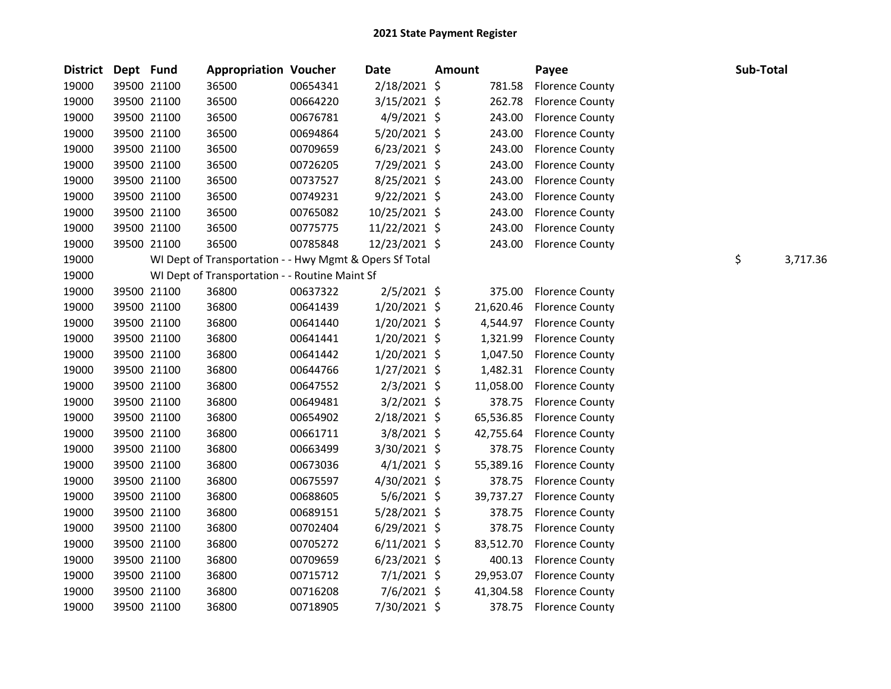# 2021 State Payment Register

| District | Dept | Fund | Appropriation | Voucher | Date | Amount | Payee | Sub-Total |
|---|---|---|---|---|---|---|---|---|
| 19000 | 39500 | 21100 | 36500 | 00654341 | 2/18/2021 | $ 781.58 | Florence County | |
| 19000 | 39500 | 21100 | 36500 | 00664220 | 3/15/2021 | $ 262.78 | Florence County | |
| 19000 | 39500 | 21100 | 36500 | 00676781 | 4/9/2021 | $ 243.00 | Florence County | |
| 19000 | 39500 | 21100 | 36500 | 00694864 | 5/20/2021 | $ 243.00 | Florence County | |
| 19000 | 39500 | 21100 | 36500 | 00709659 | 6/23/2021 | $ 243.00 | Florence County | |
| 19000 | 39500 | 21100 | 36500 | 00726205 | 7/29/2021 | $ 243.00 | Florence County | |
| 19000 | 39500 | 21100 | 36500 | 00737527 | 8/25/2021 | $ 243.00 | Florence County | |
| 19000 | 39500 | 21100 | 36500 | 00749231 | 9/22/2021 | $ 243.00 | Florence County | |
| 19000 | 39500 | 21100 | 36500 | 00765082 | 10/25/2021 | $ 243.00 | Florence County | |
| 19000 | 39500 | 21100 | 36500 | 00775775 | 11/22/2021 | $ 243.00 | Florence County | |
| 19000 | 39500 | 21100 | 36500 | 00785848 | 12/23/2021 | $ 243.00 | Florence County | |
| 19000 | WI Dept of Transportation - - Hwy Mgmt & Opers Sf Total | | | | | | | $ 3,717.36 |
| 19000 | WI Dept of Transportation - - Routine Maint Sf | | | | | | | |
| 19000 | 39500 | 21100 | 36800 | 00637322 | 2/5/2021 | $ 375.00 | Florence County | |
| 19000 | 39500 | 21100 | 36800 | 00641439 | 1/20/2021 | $ 21,620.46 | Florence County | |
| 19000 | 39500 | 21100 | 36800 | 00641440 | 1/20/2021 | $ 4,544.97 | Florence County | |
| 19000 | 39500 | 21100 | 36800 | 00641441 | 1/20/2021 | $ 1,321.99 | Florence County | |
| 19000 | 39500 | 21100 | 36800 | 00641442 | 1/20/2021 | $ 1,047.50 | Florence County | |
| 19000 | 39500 | 21100 | 36800 | 00644766 | 1/27/2021 | $ 1,482.31 | Florence County | |
| 19000 | 39500 | 21100 | 36800 | 00647552 | 2/3/2021 | $ 11,058.00 | Florence County | |
| 19000 | 39500 | 21100 | 36800 | 00649481 | 3/2/2021 | $ 378.75 | Florence County | |
| 19000 | 39500 | 21100 | 36800 | 00654902 | 2/18/2021 | $ 65,536.85 | Florence County | |
| 19000 | 39500 | 21100 | 36800 | 00661711 | 3/8/2021 | $ 42,755.64 | Florence County | |
| 19000 | 39500 | 21100 | 36800 | 00663499 | 3/30/2021 | $ 378.75 | Florence County | |
| 19000 | 39500 | 21100 | 36800 | 00673036 | 4/1/2021 | $ 55,389.16 | Florence County | |
| 19000 | 39500 | 21100 | 36800 | 00675597 | 4/30/2021 | $ 378.75 | Florence County | |
| 19000 | 39500 | 21100 | 36800 | 00688605 | 5/6/2021 | $ 39,737.27 | Florence County | |
| 19000 | 39500 | 21100 | 36800 | 00689151 | 5/28/2021 | $ 378.75 | Florence County | |
| 19000 | 39500 | 21100 | 36800 | 00702404 | 6/29/2021 | $ 378.75 | Florence County | |
| 19000 | 39500 | 21100 | 36800 | 00705272 | 6/11/2021 | $ 83,512.70 | Florence County | |
| 19000 | 39500 | 21100 | 36800 | 00709659 | 6/23/2021 | $ 400.13 | Florence County | |
| 19000 | 39500 | 21100 | 36800 | 00715712 | 7/1/2021 | $ 29,953.07 | Florence County | |
| 19000 | 39500 | 21100 | 36800 | 00716208 | 7/6/2021 | $ 41,304.58 | Florence County | |
| 19000 | 39500 | 21100 | 36800 | 00718905 | 7/30/2021 | $ 378.75 | Florence County | |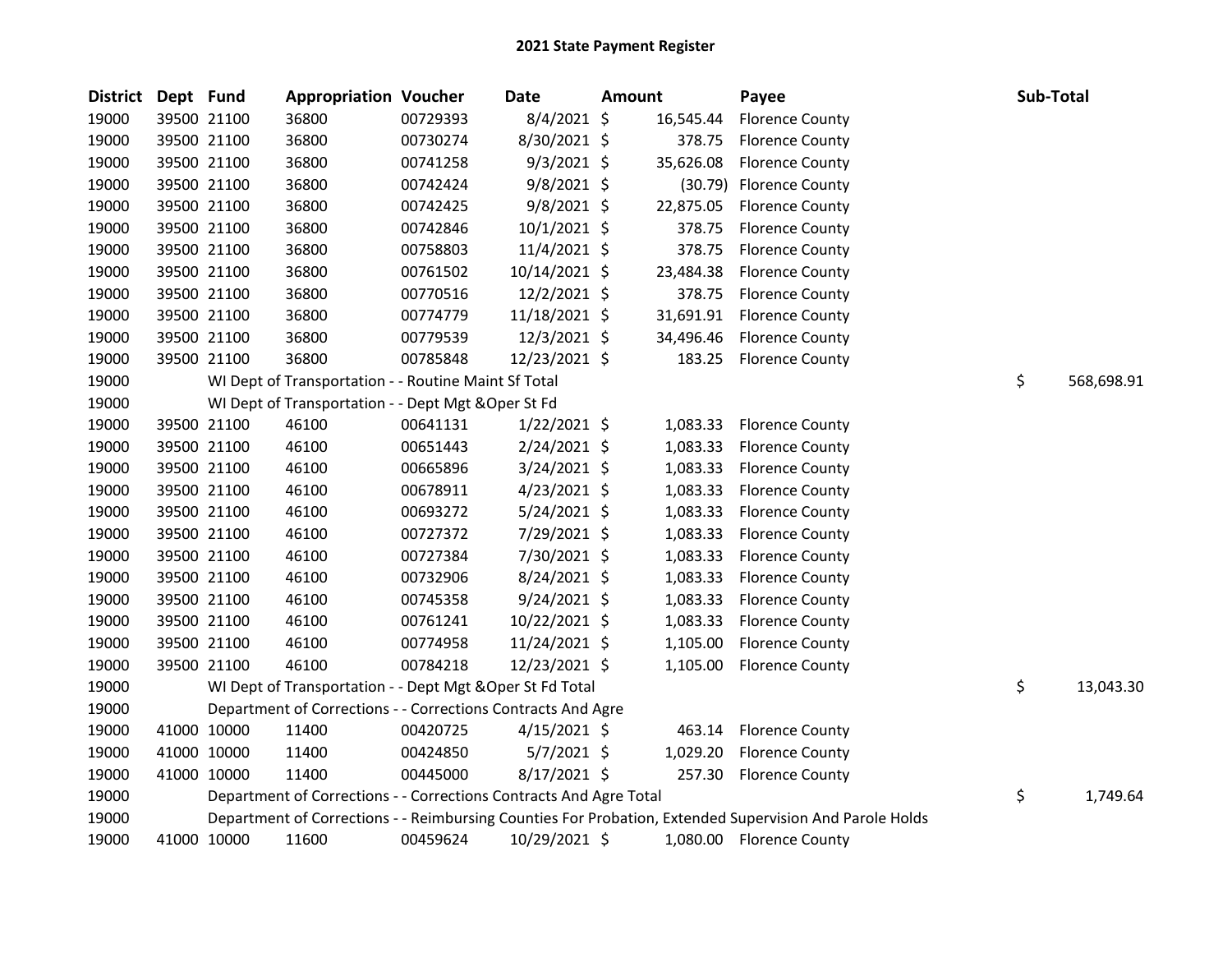# 2021 State Payment Register

| District | Dept | Fund | Appropriation | Voucher | Date | Amount | Payee | Sub-Total |
|---|---|---|---|---|---|---|---|---|
| 19000 | 39500 | 21100 | 36800 | 00729393 | 8/4/2021 | $ 16,545.44 | Florence County | |
| 19000 | 39500 | 21100 | 36800 | 00730274 | 8/30/2021 | $ 378.75 | Florence County | |
| 19000 | 39500 | 21100 | 36800 | 00741258 | 9/3/2021 | $ 35,626.08 | Florence County | |
| 19000 | 39500 | 21100 | 36800 | 00742424 | 9/8/2021 | $ (30.79) | Florence County | |
| 19000 | 39500 | 21100 | 36800 | 00742425 | 9/8/2021 | $ 22,875.05 | Florence County | |
| 19000 | 39500 | 21100 | 36800 | 00742846 | 10/1/2021 | $ 378.75 | Florence County | |
| 19000 | 39500 | 21100 | 36800 | 00758803 | 11/4/2021 | $ 378.75 | Florence County | |
| 19000 | 39500 | 21100 | 36800 | 00761502 | 10/14/2021 | $ 23,484.38 | Florence County | |
| 19000 | 39500 | 21100 | 36800 | 00770516 | 12/2/2021 | $ 378.75 | Florence County | |
| 19000 | 39500 | 21100 | 36800 | 00774779 | 11/18/2021 | $ 31,691.91 | Florence County | |
| 19000 | 39500 | 21100 | 36800 | 00779539 | 12/3/2021 | $ 34,496.46 | Florence County | |
| 19000 | 39500 | 21100 | 36800 | 00785848 | 12/23/2021 | $ 183.25 | Florence County | |
| 19000 | | WI Dept of Transportation - - Routine Maint Sf Total | | | | | | $ 568,698.91 |
| 19000 | | WI Dept of Transportation - - Dept Mgt &Oper St Fd | | | | | | |
| 19000 | 39500 | 21100 | 46100 | 00641131 | 1/22/2021 | $ 1,083.33 | Florence County | |
| 19000 | 39500 | 21100 | 46100 | 00651443 | 2/24/2021 | $ 1,083.33 | Florence County | |
| 19000 | 39500 | 21100 | 46100 | 00665896 | 3/24/2021 | $ 1,083.33 | Florence County | |
| 19000 | 39500 | 21100 | 46100 | 00678911 | 4/23/2021 | $ 1,083.33 | Florence County | |
| 19000 | 39500 | 21100 | 46100 | 00693272 | 5/24/2021 | $ 1,083.33 | Florence County | |
| 19000 | 39500 | 21100 | 46100 | 00727372 | 7/29/2021 | $ 1,083.33 | Florence County | |
| 19000 | 39500 | 21100 | 46100 | 00727384 | 7/30/2021 | $ 1,083.33 | Florence County | |
| 19000 | 39500 | 21100 | 46100 | 00732906 | 8/24/2021 | $ 1,083.33 | Florence County | |
| 19000 | 39500 | 21100 | 46100 | 00745358 | 9/24/2021 | $ 1,083.33 | Florence County | |
| 19000 | 39500 | 21100 | 46100 | 00761241 | 10/22/2021 | $ 1,083.33 | Florence County | |
| 19000 | 39500 | 21100 | 46100 | 00774958 | 11/24/2021 | $ 1,105.00 | Florence County | |
| 19000 | 39500 | 21100 | 46100 | 00784218 | 12/23/2021 | $ 1,105.00 | Florence County | |
| 19000 | | WI Dept of Transportation - - Dept Mgt &Oper St Fd Total | | | | | | $ 13,043.30 |
| 19000 | | Department of Corrections - - Corrections Contracts And Agre | | | | | | |
| 19000 | 41000 | 10000 | 11400 | 00420725 | 4/15/2021 | $ 463.14 | Florence County | |
| 19000 | 41000 | 10000 | 11400 | 00424850 | 5/7/2021 | $ 1,029.20 | Florence County | |
| 19000 | 41000 | 10000 | 11400 | 00445000 | 8/17/2021 | $ 257.30 | Florence County | |
| 19000 | | Department of Corrections - - Corrections Contracts And Agre Total | | | | | | $ 1,749.64 |
| 19000 | | Department of Corrections - - Reimbursing Counties For Probation, Extended Supervision And Parole Holds | | | | | | |
| 19000 | 41000 | 10000 | 11600 | 00459624 | 10/29/2021 | $ 1,080.00 | Florence County | |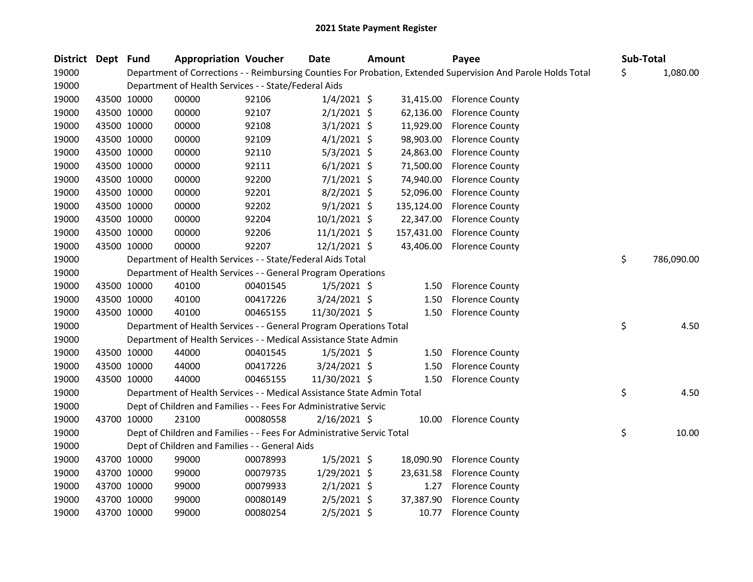# 2021 State Payment Register

| District | Dept | Fund | Appropriation | Voucher | Date | Amount | Payee | Sub-Total |
|---|---|---|---|---|---|---|---|---|
| 19000 | | Department of Corrections - - Reimbursing Counties For Probation, Extended Supervision And Parole Holds Total | | | | | | $ 1,080.00 |
| 19000 | | Department of Health Services - - State/Federal Aids | | | | | | |
| 19000 | 43500 | 10000 | 00000 | 92106 | 1/4/2021 | $ 31,415.00 | Florence County | |
| 19000 | 43500 | 10000 | 00000 | 92107 | 2/1/2021 | $ 62,136.00 | Florence County | |
| 19000 | 43500 | 10000 | 00000 | 92108 | 3/1/2021 | $ 11,929.00 | Florence County | |
| 19000 | 43500 | 10000 | 00000 | 92109 | 4/1/2021 | $ 98,903.00 | Florence County | |
| 19000 | 43500 | 10000 | 00000 | 92110 | 5/3/2021 | $ 24,863.00 | Florence County | |
| 19000 | 43500 | 10000 | 00000 | 92111 | 6/1/2021 | $ 71,500.00 | Florence County | |
| 19000 | 43500 | 10000 | 00000 | 92200 | 7/1/2021 | $ 74,940.00 | Florence County | |
| 19000 | 43500 | 10000 | 00000 | 92201 | 8/2/2021 | $ 52,096.00 | Florence County | |
| 19000 | 43500 | 10000 | 00000 | 92202 | 9/1/2021 | $ 135,124.00 | Florence County | |
| 19000 | 43500 | 10000 | 00000 | 92204 | 10/1/2021 | $ 22,347.00 | Florence County | |
| 19000 | 43500 | 10000 | 00000 | 92206 | 11/1/2021 | $ 157,431.00 | Florence County | |
| 19000 | 43500 | 10000 | 00000 | 92207 | 12/1/2021 | $ 43,406.00 | Florence County | |
| 19000 | | Department of Health Services - - State/Federal Aids Total | | | | | | $ 786,090.00 |
| 19000 | | Department of Health Services - - General Program Operations | | | | | | |
| 19000 | 43500 | 10000 | 40100 | 00401545 | 1/5/2021 | $ 1.50 | Florence County | |
| 19000 | 43500 | 10000 | 40100 | 00417226 | 3/24/2021 | $ 1.50 | Florence County | |
| 19000 | 43500 | 10000 | 40100 | 00465155 | 11/30/2021 | $ 1.50 | Florence County | |
| 19000 | | Department of Health Services - - General Program Operations Total | | | | | | $ 4.50 |
| 19000 | | Department of Health Services - - Medical Assistance State Admin | | | | | | |
| 19000 | 43500 | 10000 | 44000 | 00401545 | 1/5/2021 | $ 1.50 | Florence County | |
| 19000 | 43500 | 10000 | 44000 | 00417226 | 3/24/2021 | $ 1.50 | Florence County | |
| 19000 | 43500 | 10000 | 44000 | 00465155 | 11/30/2021 | $ 1.50 | Florence County | |
| 19000 | | Department of Health Services - - Medical Assistance State Admin Total | | | | | | $ 4.50 |
| 19000 | | Dept of Children and Families - - Fees For Administrative Servic | | | | | | |
| 19000 | 43700 | 10000 | 23100 | 00080558 | 2/16/2021 | $ 10.00 | Florence County | |
| 19000 | | Dept of Children and Families - - Fees For Administrative Servic Total | | | | | | $ 10.00 |
| 19000 | | Dept of Children and Families - - General Aids | | | | | | |
| 19000 | 43700 | 10000 | 99000 | 00078993 | 1/5/2021 | $ 18,090.90 | Florence County | |
| 19000 | 43700 | 10000 | 99000 | 00079735 | 1/29/2021 | $ 23,631.58 | Florence County | |
| 19000 | 43700 | 10000 | 99000 | 00079933 | 2/1/2021 | $ 1.27 | Florence County | |
| 19000 | 43700 | 10000 | 99000 | 00080149 | 2/5/2021 | $ 37,387.90 | Florence County | |
| 19000 | 43700 | 10000 | 99000 | 00080254 | 2/5/2021 | $ 10.77 | Florence County | |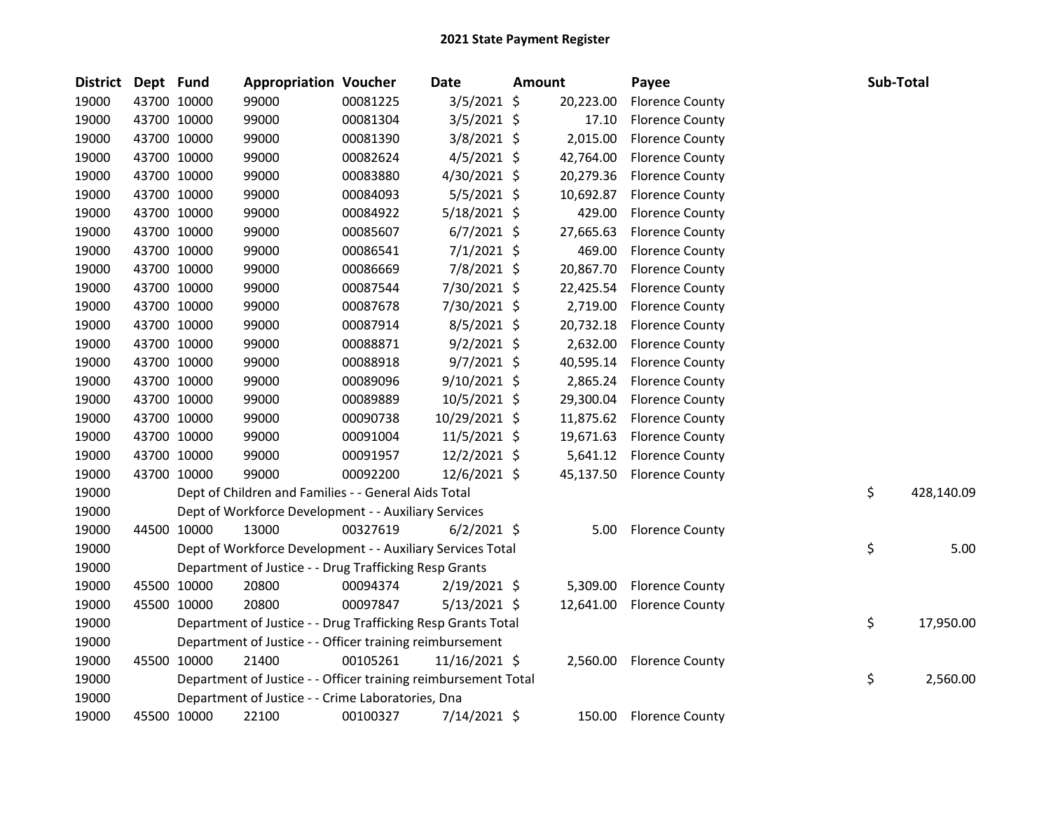# 2021 State Payment Register

| District | Dept | Fund | Appropriation | Voucher | Date | Amount | Payee | Sub-Total |
|---|---|---|---|---|---|---|---|---|
| 19000 | 43700 | 10000 | 99000 | 00081225 | 3/5/2021 | $ 20,223.00 | Florence County | |
| 19000 | 43700 | 10000 | 99000 | 00081304 | 3/5/2021 | $ 17.10 | Florence County | |
| 19000 | 43700 | 10000 | 99000 | 00081390 | 3/8/2021 | $ 2,015.00 | Florence County | |
| 19000 | 43700 | 10000 | 99000 | 00082624 | 4/5/2021 | $ 42,764.00 | Florence County | |
| 19000 | 43700 | 10000 | 99000 | 00083880 | 4/30/2021 | $ 20,279.36 | Florence County | |
| 19000 | 43700 | 10000 | 99000 | 00084093 | 5/5/2021 | $ 10,692.87 | Florence County | |
| 19000 | 43700 | 10000 | 99000 | 00084922 | 5/18/2021 | $ 429.00 | Florence County | |
| 19000 | 43700 | 10000 | 99000 | 00085607 | 6/7/2021 | $ 27,665.63 | Florence County | |
| 19000 | 43700 | 10000 | 99000 | 00086541 | 7/1/2021 | $ 469.00 | Florence County | |
| 19000 | 43700 | 10000 | 99000 | 00086669 | 7/8/2021 | $ 20,867.70 | Florence County | |
| 19000 | 43700 | 10000 | 99000 | 00087544 | 7/30/2021 | $ 22,425.54 | Florence County | |
| 19000 | 43700 | 10000 | 99000 | 00087678 | 7/30/2021 | $ 2,719.00 | Florence County | |
| 19000 | 43700 | 10000 | 99000 | 00087914 | 8/5/2021 | $ 20,732.18 | Florence County | |
| 19000 | 43700 | 10000 | 99000 | 00088871 | 9/2/2021 | $ 2,632.00 | Florence County | |
| 19000 | 43700 | 10000 | 99000 | 00088918 | 9/7/2021 | $ 40,595.14 | Florence County | |
| 19000 | 43700 | 10000 | 99000 | 00089096 | 9/10/2021 | $ 2,865.24 | Florence County | |
| 19000 | 43700 | 10000 | 99000 | 00089889 | 10/5/2021 | $ 29,300.04 | Florence County | |
| 19000 | 43700 | 10000 | 99000 | 00090738 | 10/29/2021 | $ 11,875.62 | Florence County | |
| 19000 | 43700 | 10000 | 99000 | 00091004 | 11/5/2021 | $ 19,671.63 | Florence County | |
| 19000 | 43700 | 10000 | 99000 | 00091957 | 12/2/2021 | $ 5,641.12 | Florence County | |
| 19000 | 43700 | 10000 | 99000 | 00092200 | 12/6/2021 | $ 45,137.50 | Florence County | |
| 19000 | | Dept of Children and Families - - General Aids Total | | | | | | $ 428,140.09 |
| 19000 | | Dept of Workforce Development - - Auxiliary Services | | | | | | |
| 19000 | 44500 | 10000 | 13000 | 00327619 | 6/2/2021 | $ 5.00 | Florence County | |
| 19000 | | Dept of Workforce Development - - Auxiliary Services Total | | | | | | $ 5.00 |
| 19000 | | Department of Justice - - Drug Trafficking Resp Grants | | | | | | |
| 19000 | 45500 | 10000 | 20800 | 00094374 | 2/19/2021 | $ 5,309.00 | Florence County | |
| 19000 | 45500 | 10000 | 20800 | 00097847 | 5/13/2021 | $ 12,641.00 | Florence County | |
| 19000 | | Department of Justice - - Drug Trafficking Resp Grants Total | | | | | | $ 17,950.00 |
| 19000 | | Department of Justice - - Officer training reimbursement | | | | | | |
| 19000 | 45500 | 10000 | 21400 | 00105261 | 11/16/2021 | $ 2,560.00 | Florence County | |
| 19000 | | Department of Justice - - Officer training reimbursement Total | | | | | | $ 2,560.00 |
| 19000 | | Department of Justice - - Crime Laboratories, Dna | | | | | | |
| 19000 | 45500 | 10000 | 22100 | 00100327 | 7/14/2021 | $ 150.00 | Florence County | |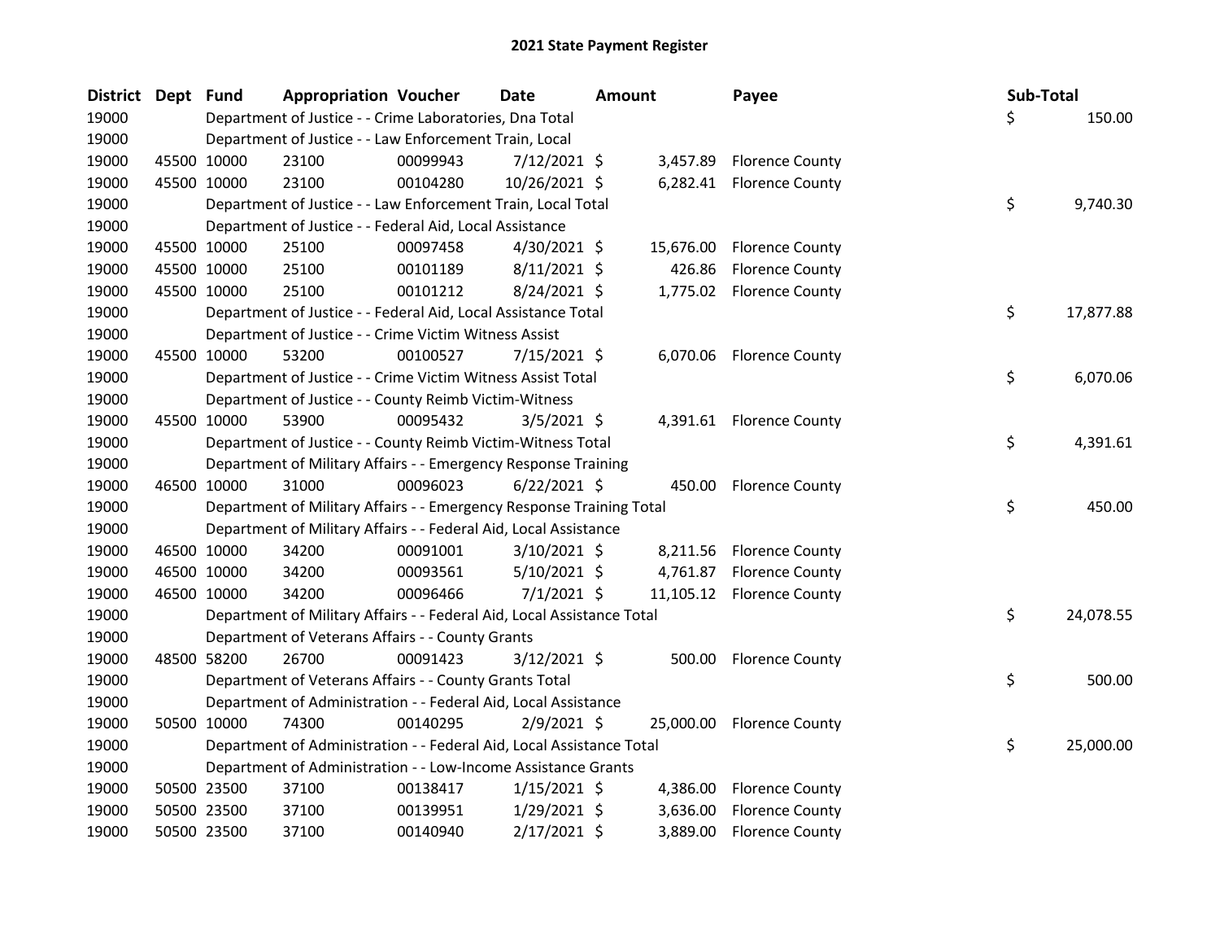# 2021 State Payment Register

| District | Dept | Fund | Appropriation | Voucher | Date | Amount | Payee | Sub-Total |
|---|---|---|---|---|---|---|---|---|
| 19000 | | Department of Justice - - Crime Laboratories, Dna Total | | | | | | $ 150.00 |
| 19000 | | Department of Justice - - Law Enforcement Train, Local | | | | | | |
| 19000 | 45500 | 10000 | 23100 | 00099943 | 7/12/2021 | $ 3,457.89 | Florence County | |
| 19000 | 45500 | 10000 | 23100 | 00104280 | 10/26/2021 | $ 6,282.41 | Florence County | |
| 19000 | | Department of Justice - - Law Enforcement Train, Local Total | | | | | | $ 9,740.30 |
| 19000 | | Department of Justice - - Federal Aid, Local Assistance | | | | | | |
| 19000 | 45500 | 10000 | 25100 | 00097458 | 4/30/2021 | $ 15,676.00 | Florence County | |
| 19000 | 45500 | 10000 | 25100 | 00101189 | 8/11/2021 | $ 426.86 | Florence County | |
| 19000 | 45500 | 10000 | 25100 | 00101212 | 8/24/2021 | $ 1,775.02 | Florence County | |
| 19000 | | Department of Justice - - Federal Aid, Local Assistance Total | | | | | | $ 17,877.88 |
| 19000 | | Department of Justice - - Crime Victim Witness Assist | | | | | | |
| 19000 | 45500 | 10000 | 53200 | 00100527 | 7/15/2021 | $ 6,070.06 | Florence County | |
| 19000 | | Department of Justice - - Crime Victim Witness Assist Total | | | | | | $ 6,070.06 |
| 19000 | | Department of Justice - - County Reimb Victim-Witness | | | | | | |
| 19000 | 45500 | 10000 | 53900 | 00095432 | 3/5/2021 | $ 4,391.61 | Florence County | |
| 19000 | | Department of Justice - - County Reimb Victim-Witness Total | | | | | | $ 4,391.61 |
| 19000 | | Department of Military Affairs - - Emergency Response Training | | | | | | |
| 19000 | 46500 | 10000 | 31000 | 00096023 | 6/22/2021 | $ 450.00 | Florence County | |
| 19000 | | Department of Military Affairs - - Emergency Response Training Total | | | | | | $ 450.00 |
| 19000 | | Department of Military Affairs - - Federal Aid, Local Assistance | | | | | | |
| 19000 | 46500 | 10000 | 34200 | 00091001 | 3/10/2021 | $ 8,211.56 | Florence County | |
| 19000 | 46500 | 10000 | 34200 | 00093561 | 5/10/2021 | $ 4,761.87 | Florence County | |
| 19000 | 46500 | 10000 | 34200 | 00096466 | 7/1/2021 | $ 11,105.12 | Florence County | |
| 19000 | | Department of Military Affairs - - Federal Aid, Local Assistance Total | | | | | | $ 24,078.55 |
| 19000 | | Department of Veterans Affairs - - County Grants | | | | | | |
| 19000 | 48500 | 58200 | 26700 | 00091423 | 3/12/2021 | $ 500.00 | Florence County | |
| 19000 | | Department of Veterans Affairs - - County Grants Total | | | | | | $ 500.00 |
| 19000 | | Department of Administration - - Federal Aid, Local Assistance | | | | | | |
| 19000 | 50500 | 10000 | 74300 | 00140295 | 2/9/2021 | $ 25,000.00 | Florence County | |
| 19000 | | Department of Administration - - Federal Aid, Local Assistance Total | | | | | | $ 25,000.00 |
| 19000 | | Department of Administration - - Low-Income Assistance Grants | | | | | | |
| 19000 | 50500 | 23500 | 37100 | 00138417 | 1/15/2021 | $ 4,386.00 | Florence County | |
| 19000 | 50500 | 23500 | 37100 | 00139951 | 1/29/2021 | $ 3,636.00 | Florence County | |
| 19000 | 50500 | 23500 | 37100 | 00140940 | 2/17/2021 | $ 3,889.00 | Florence County | |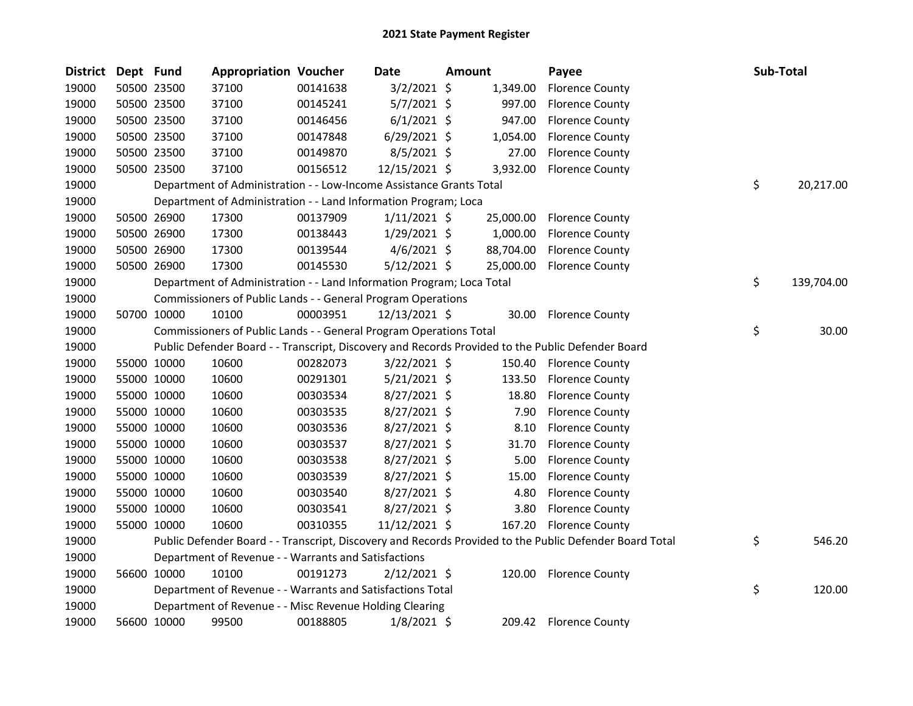# 2021 State Payment Register

| District | Dept | Fund | Appropriation | Voucher | Date | Amount | Payee | Sub-Total |
|---|---|---|---|---|---|---|---|---|
| 19000 | 50500 | 23500 | 37100 | 00141638 | 3/2/2021 | $ 1,349.00 | Florence County | |
| 19000 | 50500 | 23500 | 37100 | 00145241 | 5/7/2021 | $ 997.00 | Florence County | |
| 19000 | 50500 | 23500 | 37100 | 00146456 | 6/1/2021 | $ 947.00 | Florence County | |
| 19000 | 50500 | 23500 | 37100 | 00147848 | 6/29/2021 | $ 1,054.00 | Florence County | |
| 19000 | 50500 | 23500 | 37100 | 00149870 | 8/5/2021 | $ 27.00 | Florence County | |
| 19000 | 50500 | 23500 | 37100 | 00156512 | 12/15/2021 | $ 3,932.00 | Florence County | |
| 19000 | | Department of Administration - - Low-Income Assistance Grants Total | | | | | | $ 20,217.00 |
| 19000 | | Department of Administration - - Land Information Program; Loca | | | | | | |
| 19000 | 50500 | 26900 | 17300 | 00137909 | 1/11/2021 | $ 25,000.00 | Florence County | |
| 19000 | 50500 | 26900 | 17300 | 00138443 | 1/29/2021 | $ 1,000.00 | Florence County | |
| 19000 | 50500 | 26900 | 17300 | 00139544 | 4/6/2021 | $ 88,704.00 | Florence County | |
| 19000 | 50500 | 26900 | 17300 | 00145530 | 5/12/2021 | $ 25,000.00 | Florence County | |
| 19000 | | Department of Administration - - Land Information Program; Loca Total | | | | | | $ 139,704.00 |
| 19000 | | Commissioners of Public Lands - - General Program Operations | | | | | | |
| 19000 | 50700 | 10000 | 10100 | 00003951 | 12/13/2021 | $ 30.00 | Florence County | |
| 19000 | | Commissioners of Public Lands - - General Program Operations Total | | | | | | $ 30.00 |
| 19000 | | Public Defender Board - - Transcript, Discovery and Records Provided to the Public Defender Board | | | | | | |
| 19000 | 55000 | 10000 | 10600 | 00282073 | 3/22/2021 | $ 150.40 | Florence County | |
| 19000 | 55000 | 10000 | 10600 | 00291301 | 5/21/2021 | $ 133.50 | Florence County | |
| 19000 | 55000 | 10000 | 10600 | 00303534 | 8/27/2021 | $ 18.80 | Florence County | |
| 19000 | 55000 | 10000 | 10600 | 00303535 | 8/27/2021 | $ 7.90 | Florence County | |
| 19000 | 55000 | 10000 | 10600 | 00303536 | 8/27/2021 | $ 8.10 | Florence County | |
| 19000 | 55000 | 10000 | 10600 | 00303537 | 8/27/2021 | $ 31.70 | Florence County | |
| 19000 | 55000 | 10000 | 10600 | 00303538 | 8/27/2021 | $ 5.00 | Florence County | |
| 19000 | 55000 | 10000 | 10600 | 00303539 | 8/27/2021 | $ 15.00 | Florence County | |
| 19000 | 55000 | 10000 | 10600 | 00303540 | 8/27/2021 | $ 4.80 | Florence County | |
| 19000 | 55000 | 10000 | 10600 | 00303541 | 8/27/2021 | $ 3.80 | Florence County | |
| 19000 | 55000 | 10000 | 10600 | 00310355 | 11/12/2021 | $ 167.20 | Florence County | |
| 19000 | | Public Defender Board - - Transcript, Discovery and Records Provided to the Public Defender Board Total | | | | | | $ 546.20 |
| 19000 | | Department of Revenue - - Warrants and Satisfactions | | | | | | |
| 19000 | 56600 | 10000 | 10100 | 00191273 | 2/12/2021 | $ 120.00 | Florence County | |
| 19000 | | Department of Revenue - - Warrants and Satisfactions Total | | | | | | $ 120.00 |
| 19000 | | Department of Revenue - - Misc Revenue Holding Clearing | | | | | | |
| 19000 | 56600 | 10000 | 99500 | 00188805 | 1/8/2021 | $ 209.42 | Florence County | |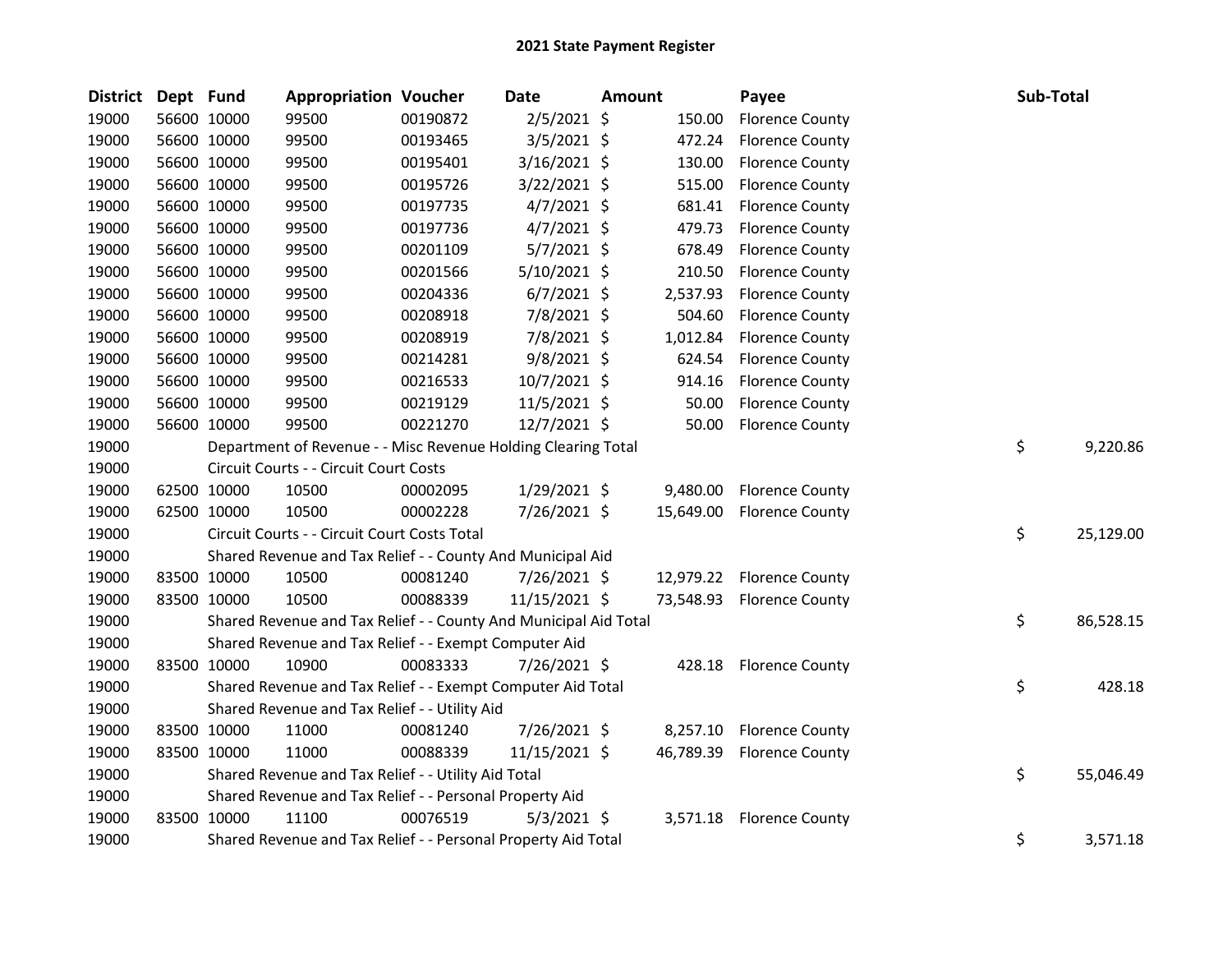## 2021 State Payment Register

| District | Dept | Fund | Appropriation | Voucher | Date | Amount | Payee | Sub-Total |
|---|---|---|---|---|---|---|---|---|
| 19000 | 56600 | 10000 | 99500 | 00190872 | 2/5/2021 | $ 150.00 | Florence County | |
| 19000 | 56600 | 10000 | 99500 | 00193465 | 3/5/2021 | $ 472.24 | Florence County | |
| 19000 | 56600 | 10000 | 99500 | 00195401 | 3/16/2021 | $ 130.00 | Florence County | |
| 19000 | 56600 | 10000 | 99500 | 00195726 | 3/22/2021 | $ 515.00 | Florence County | |
| 19000 | 56600 | 10000 | 99500 | 00197735 | 4/7/2021 | $ 681.41 | Florence County | |
| 19000 | 56600 | 10000 | 99500 | 00197736 | 4/7/2021 | $ 479.73 | Florence County | |
| 19000 | 56600 | 10000 | 99500 | 00201109 | 5/7/2021 | $ 678.49 | Florence County | |
| 19000 | 56600 | 10000 | 99500 | 00201566 | 5/10/2021 | $ 210.50 | Florence County | |
| 19000 | 56600 | 10000 | 99500 | 00204336 | 6/7/2021 | $ 2,537.93 | Florence County | |
| 19000 | 56600 | 10000 | 99500 | 00208918 | 7/8/2021 | $ 504.60 | Florence County | |
| 19000 | 56600 | 10000 | 99500 | 00208919 | 7/8/2021 | $ 1,012.84 | Florence County | |
| 19000 | 56600 | 10000 | 99500 | 00214281 | 9/8/2021 | $ 624.54 | Florence County | |
| 19000 | 56600 | 10000 | 99500 | 00216533 | 10/7/2021 | $ 914.16 | Florence County | |
| 19000 | 56600 | 10000 | 99500 | 00219129 | 11/5/2021 | $ 50.00 | Florence County | |
| 19000 | 56600 | 10000 | 99500 | 00221270 | 12/7/2021 | $ 50.00 | Florence County | |
| 19000 | | Department of Revenue - - Misc Revenue Holding Clearing Total | | | | | | $ 9,220.86 |
| 19000 | | Circuit Courts - - Circuit Court Costs | | | | | | |
| 19000 | 62500 | 10000 | 10500 | 00002095 | 1/29/2021 | $ 9,480.00 | Florence County | |
| 19000 | 62500 | 10000 | 10500 | 00002228 | 7/26/2021 | $ 15,649.00 | Florence County | |
| 19000 | | Circuit Courts - - Circuit Court Costs Total | | | | | | $ 25,129.00 |
| 19000 | | Shared Revenue and Tax Relief - - County And Municipal Aid | | | | | | |
| 19000 | 83500 | 10000 | 10500 | 00081240 | 7/26/2021 | $ 12,979.22 | Florence County | |
| 19000 | 83500 | 10000 | 10500 | 00088339 | 11/15/2021 | $ 73,548.93 | Florence County | |
| 19000 | | Shared Revenue and Tax Relief - - County And Municipal Aid Total | | | | | | $ 86,528.15 |
| 19000 | | Shared Revenue and Tax Relief - - Exempt Computer Aid | | | | | | |
| 19000 | 83500 | 10000 | 10900 | 00083333 | 7/26/2021 | $ 428.18 | Florence County | |
| 19000 | | Shared Revenue and Tax Relief - - Exempt Computer Aid Total | | | | | | $ 428.18 |
| 19000 | | Shared Revenue and Tax Relief - - Utility Aid | | | | | | |
| 19000 | 83500 | 10000 | 11000 | 00081240 | 7/26/2021 | $ 8,257.10 | Florence County | |
| 19000 | 83500 | 10000 | 11000 | 00088339 | 11/15/2021 | $ 46,789.39 | Florence County | |
| 19000 | | Shared Revenue and Tax Relief - - Utility Aid Total | | | | | | $ 55,046.49 |
| 19000 | | Shared Revenue and Tax Relief - - Personal Property Aid | | | | | | |
| 19000 | 83500 | 10000 | 11100 | 00076519 | 5/3/2021 | $ 3,571.18 | Florence County | |
| 19000 | | Shared Revenue and Tax Relief - - Personal Property Aid Total | | | | | | $ 3,571.18 |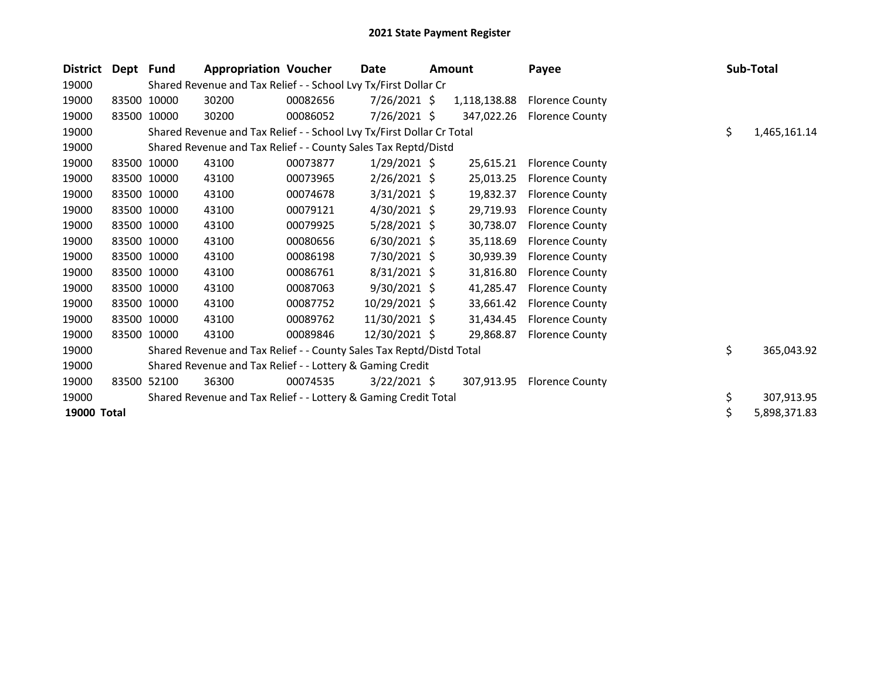## 2021 State Payment Register

| District | Dept | Fund | Appropriation | Voucher | Date | Amount | Payee | Sub-Total |
|---|---|---|---|---|---|---|---|---|
| 19000 | | Shared Revenue and Tax Relief - - School Lvy Tx/First Dollar Cr | | | | | | |
| 19000 | 83500 | 10000 | 30200 | 00082656 | 7/26/2021 | $ 1,118,138.88 | Florence County | |
| 19000 | 83500 | 10000 | 30200 | 00086052 | 7/26/2021 | $ 347,022.26 | Florence County | |
| 19000 | | Shared Revenue and Tax Relief - - School Lvy Tx/First Dollar Cr Total | | | | | | $ 1,465,161.14 |
| 19000 | | Shared Revenue and Tax Relief - - County Sales Tax Reptd/Distd | | | | | | |
| 19000 | 83500 | 10000 | 43100 | 00073877 | 1/29/2021 | $ 25,615.21 | Florence County | |
| 19000 | 83500 | 10000 | 43100 | 00073965 | 2/26/2021 | $ 25,013.25 | Florence County | |
| 19000 | 83500 | 10000 | 43100 | 00074678 | 3/31/2021 | $ 19,832.37 | Florence County | |
| 19000 | 83500 | 10000 | 43100 | 00079121 | 4/30/2021 | $ 29,719.93 | Florence County | |
| 19000 | 83500 | 10000 | 43100 | 00079925 | 5/28/2021 | $ 30,738.07 | Florence County | |
| 19000 | 83500 | 10000 | 43100 | 00080656 | 6/30/2021 | $ 35,118.69 | Florence County | |
| 19000 | 83500 | 10000 | 43100 | 00086198 | 7/30/2021 | $ 30,939.39 | Florence County | |
| 19000 | 83500 | 10000 | 43100 | 00086761 | 8/31/2021 | $ 31,816.80 | Florence County | |
| 19000 | 83500 | 10000 | 43100 | 00087063 | 9/30/2021 | $ 41,285.47 | Florence County | |
| 19000 | 83500 | 10000 | 43100 | 00087752 | 10/29/2021 | $ 33,661.42 | Florence County | |
| 19000 | 83500 | 10000 | 43100 | 00089762 | 11/30/2021 | $ 31,434.45 | Florence County | |
| 19000 | 83500 | 10000 | 43100 | 00089846 | 12/30/2021 | $ 29,868.87 | Florence County | |
| 19000 | | Shared Revenue and Tax Relief - - County Sales Tax Reptd/Distd Total | | | | | | $ 365,043.92 |
| 19000 | | Shared Revenue and Tax Relief - - Lottery & Gaming Credit | | | | | | |
| 19000 | 83500 | 52100 | 36300 | 00074535 | 3/22/2021 | $ 307,913.95 | Florence County | |
| 19000 | | Shared Revenue and Tax Relief - - Lottery & Gaming Credit Total | | | | | | $ 307,913.95 |
| **19000 Total** | | | | | | | | $ 5,898,371.83 |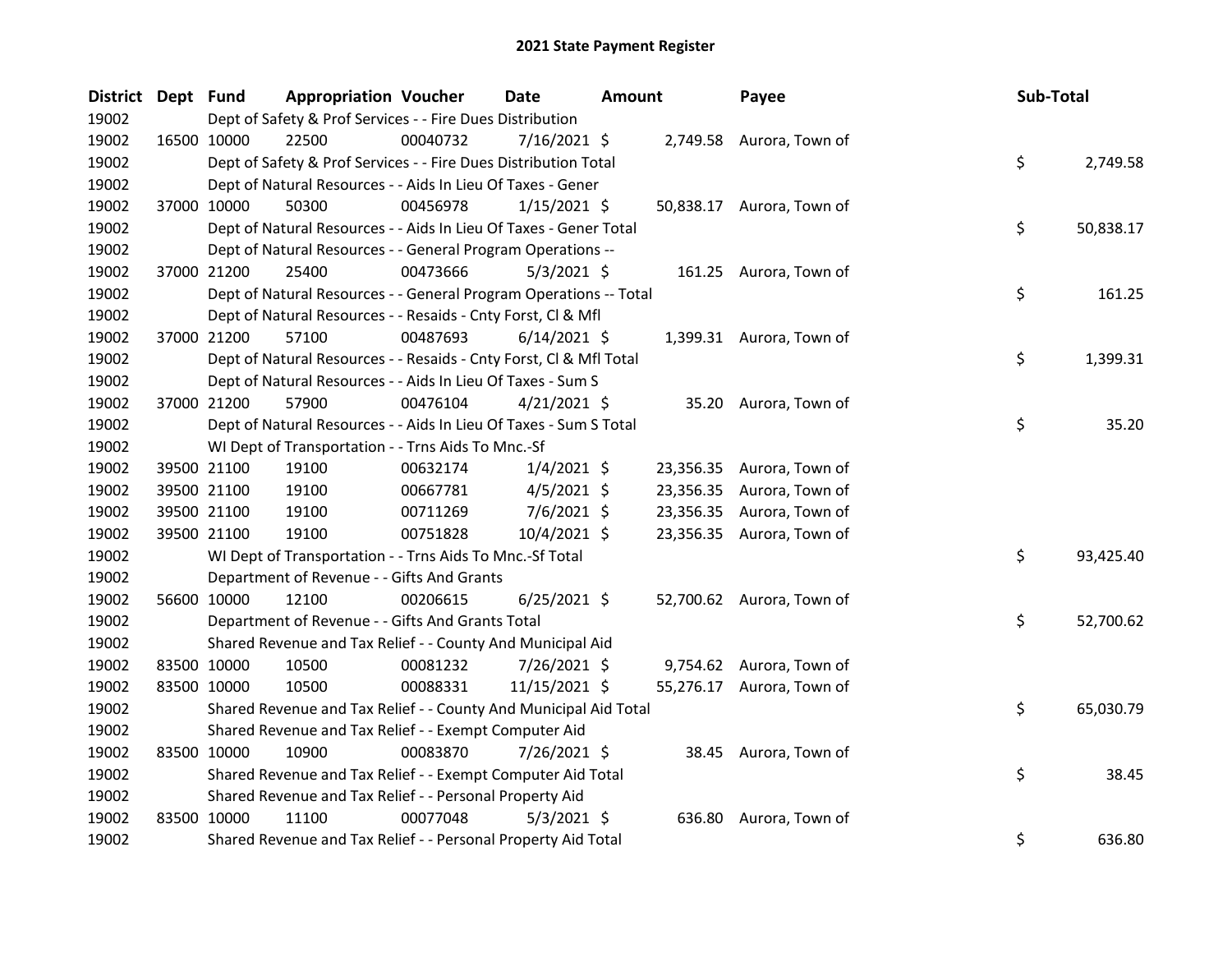# 2021 State Payment Register

| District | Dept | Fund | Appropriation | Voucher | Date | Amount | Payee | Sub-Total |
|---|---|---|---|---|---|---|---|---|
| 19002 | | Dept of Safety & Prof Services - - Fire Dues Distribution | | | | | | |
| 19002 | 16500 | 10000 | 22500 | 00040732 | 7/16/2021 | $ 2,749.58 | Aurora, Town of | |
| 19002 | | Dept of Safety & Prof Services - - Fire Dues Distribution Total | | | | | | $ 2,749.58 |
| 19002 | | Dept of Natural Resources - - Aids In Lieu Of Taxes - Gener | | | | | | |
| 19002 | 37000 | 10000 | 50300 | 00456978 | 1/15/2021 | $ 50,838.17 | Aurora, Town of | |
| 19002 | | Dept of Natural Resources - - Aids In Lieu Of Taxes - Gener Total | | | | | | $ 50,838.17 |
| 19002 | | Dept of Natural Resources - - General Program Operations -- | | | | | | |
| 19002 | 37000 | 21200 | 25400 | 00473666 | 5/3/2021 | $ 161.25 | Aurora, Town of | |
| 19002 | | Dept of Natural Resources - - General Program Operations -- Total | | | | | | $ 161.25 |
| 19002 | | Dept of Natural Resources - - Resaids - Cnty Forst, Cl & Mfl | | | | | | |
| 19002 | 37000 | 21200 | 57100 | 00487693 | 6/14/2021 | $ 1,399.31 | Aurora, Town of | |
| 19002 | | Dept of Natural Resources - - Resaids - Cnty Forst, Cl & Mfl Total | | | | | | $ 1,399.31 |
| 19002 | | Dept of Natural Resources - - Aids In Lieu Of Taxes - Sum S | | | | | | |
| 19002 | 37000 | 21200 | 57900 | 00476104 | 4/21/2021 | $ 35.20 | Aurora, Town of | |
| 19002 | | Dept of Natural Resources - - Aids In Lieu Of Taxes - Sum S Total | | | | | | $ 35.20 |
| 19002 | | WI Dept of Transportation - - Trns Aids To Mnc.-Sf | | | | | | |
| 19002 | 39500 | 21100 | 19100 | 00632174 | 1/4/2021 | $ 23,356.35 | Aurora, Town of | |
| 19002 | 39500 | 21100 | 19100 | 00667781 | 4/5/2021 | $ 23,356.35 | Aurora, Town of | |
| 19002 | 39500 | 21100 | 19100 | 00711269 | 7/6/2021 | $ 23,356.35 | Aurora, Town of | |
| 19002 | 39500 | 21100 | 19100 | 00751828 | 10/4/2021 | $ 23,356.35 | Aurora, Town of | |
| 19002 | | WI Dept of Transportation - - Trns Aids To Mnc.-Sf Total | | | | | | $ 93,425.40 |
| 19002 | | Department of Revenue - - Gifts And Grants | | | | | | |
| 19002 | 56600 | 10000 | 12100 | 00206615 | 6/25/2021 | $ 52,700.62 | Aurora, Town of | |
| 19002 | | Department of Revenue - - Gifts And Grants Total | | | | | | $ 52,700.62 |
| 19002 | | Shared Revenue and Tax Relief - - County And Municipal Aid | | | | | | |
| 19002 | 83500 | 10000 | 10500 | 00081232 | 7/26/2021 | $ 9,754.62 | Aurora, Town of | |
| 19002 | 83500 | 10000 | 10500 | 00088331 | 11/15/2021 | $ 55,276.17 | Aurora, Town of | |
| 19002 | | Shared Revenue and Tax Relief - - County And Municipal Aid Total | | | | | | $ 65,030.79 |
| 19002 | | Shared Revenue and Tax Relief - - Exempt Computer Aid | | | | | | |
| 19002 | 83500 | 10000 | 10900 | 00083870 | 7/26/2021 | $ 38.45 | Aurora, Town of | |
| 19002 | | Shared Revenue and Tax Relief - - Exempt Computer Aid Total | | | | | | $ 38.45 |
| 19002 | | Shared Revenue and Tax Relief - - Personal Property Aid | | | | | | |
| 19002 | 83500 | 10000 | 11100 | 00077048 | 5/3/2021 | $ 636.80 | Aurora, Town of | |
| 19002 | | Shared Revenue and Tax Relief - - Personal Property Aid Total | | | | | | $ 636.80 |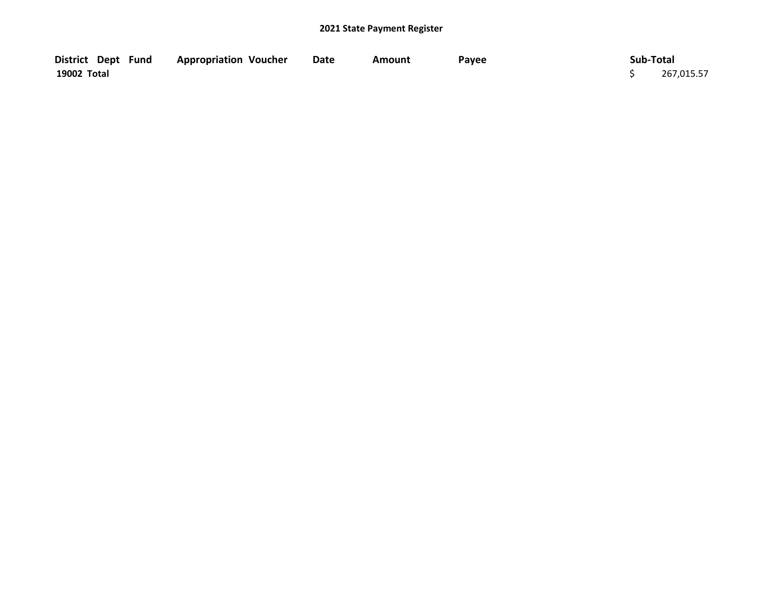## 2021 State Payment Register

| District | Dept | Fund | Appropriation | Voucher | Date | Amount | Payee | Sub-Total |
|---|---|---|---|---|---|---|---|---|
| 19002 Total | | | | | | | | $ 267,015.57 |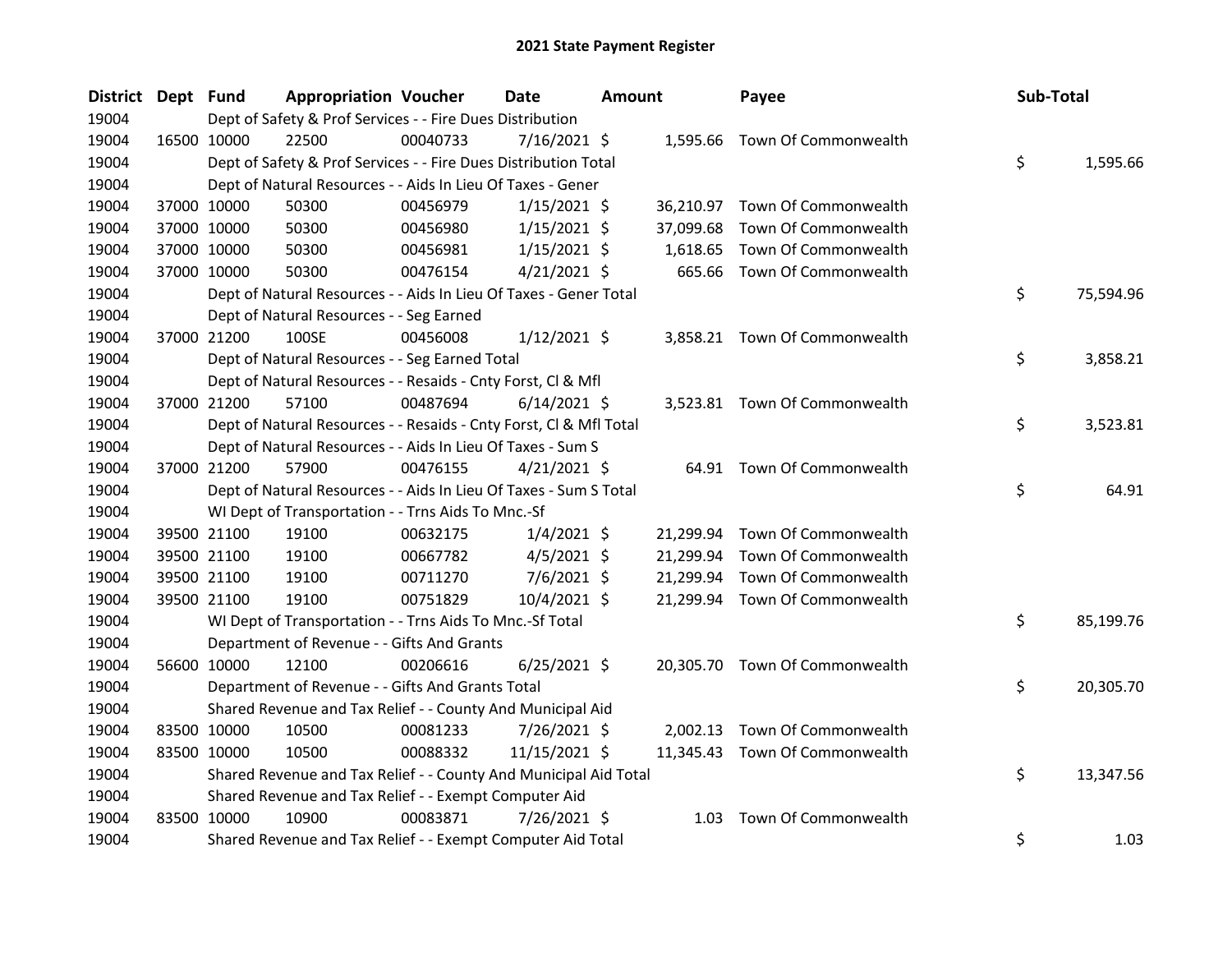# 2021 State Payment Register

| District | Dept | Fund | Appropriation | Voucher | Date | Amount | Payee | Sub-Total |
|---|---|---|---|---|---|---|---|---|
| 19004 | | Dept of Safety & Prof Services - - Fire Dues Distribution | | | | | | |
| 19004 | 16500 | 10000 | 22500 | 00040733 | 7/16/2021 | $ 1,595.66 | Town Of Commonwealth | |
| 19004 | | Dept of Safety & Prof Services - - Fire Dues Distribution Total | | | | | | $ 1,595.66 |
| 19004 | | Dept of Natural Resources - - Aids In Lieu Of Taxes - Gener | | | | | | |
| 19004 | 37000 | 10000 | 50300 | 00456979 | 1/15/2021 | $ 36,210.97 | Town Of Commonwealth | |
| 19004 | 37000 | 10000 | 50300 | 00456980 | 1/15/2021 | $ 37,099.68 | Town Of Commonwealth | |
| 19004 | 37000 | 10000 | 50300 | 00456981 | 1/15/2021 | $ 1,618.65 | Town Of Commonwealth | |
| 19004 | 37000 | 10000 | 50300 | 00476154 | 4/21/2021 | $ 665.66 | Town Of Commonwealth | |
| 19004 | | Dept of Natural Resources - - Aids In Lieu Of Taxes - Gener Total | | | | | | $ 75,594.96 |
| 19004 | | Dept of Natural Resources - - Seg Earned | | | | | | |
| 19004 | 37000 | 21200 | 100SE | 00456008 | 1/12/2021 | $ 3,858.21 | Town Of Commonwealth | |
| 19004 | | Dept of Natural Resources - - Seg Earned Total | | | | | | $ 3,858.21 |
| 19004 | | Dept of Natural Resources - - Resaids - Cnty Forst, Cl & Mfl | | | | | | |
| 19004 | 37000 | 21200 | 57100 | 00487694 | 6/14/2021 | $ 3,523.81 | Town Of Commonwealth | |
| 19004 | | Dept of Natural Resources - - Resaids - Cnty Forst, Cl & Mfl Total | | | | | | $ 3,523.81 |
| 19004 | | Dept of Natural Resources - - Aids In Lieu Of Taxes - Sum S | | | | | | |
| 19004 | 37000 | 21200 | 57900 | 00476155 | 4/21/2021 | $ 64.91 | Town Of Commonwealth | |
| 19004 | | Dept of Natural Resources - - Aids In Lieu Of Taxes - Sum S Total | | | | | | $ 64.91 |
| 19004 | | WI Dept of Transportation - - Trns Aids To Mnc.-Sf | | | | | | |
| 19004 | 39500 | 21100 | 19100 | 00632175 | 1/4/2021 | $ 21,299.94 | Town Of Commonwealth | |
| 19004 | 39500 | 21100 | 19100 | 00667782 | 4/5/2021 | $ 21,299.94 | Town Of Commonwealth | |
| 19004 | 39500 | 21100 | 19100 | 00711270 | 7/6/2021 | $ 21,299.94 | Town Of Commonwealth | |
| 19004 | 39500 | 21100 | 19100 | 00751829 | 10/4/2021 | $ 21,299.94 | Town Of Commonwealth | |
| 19004 | | WI Dept of Transportation - - Trns Aids To Mnc.-Sf Total | | | | | | $ 85,199.76 |
| 19004 | | Department of Revenue - - Gifts And Grants | | | | | | |
| 19004 | 56600 | 10000 | 12100 | 00206616 | 6/25/2021 | $ 20,305.70 | Town Of Commonwealth | |
| 19004 | | Department of Revenue - - Gifts And Grants Total | | | | | | $ 20,305.70 |
| 19004 | | Shared Revenue and Tax Relief - - County And Municipal Aid | | | | | | |
| 19004 | 83500 | 10000 | 10500 | 00081233 | 7/26/2021 | $ 2,002.13 | Town Of Commonwealth | |
| 19004 | 83500 | 10000 | 10500 | 00088332 | 11/15/2021 | $ 11,345.43 | Town Of Commonwealth | |
| 19004 | | Shared Revenue and Tax Relief - - County And Municipal Aid Total | | | | | | $ 13,347.56 |
| 19004 | | Shared Revenue and Tax Relief - - Exempt Computer Aid | | | | | | |
| 19004 | 83500 | 10000 | 10900 | 00083871 | 7/26/2021 | $ 1.03 | Town Of Commonwealth | |
| 19004 | | Shared Revenue and Tax Relief - - Exempt Computer Aid Total | | | | | | $ 1.03 |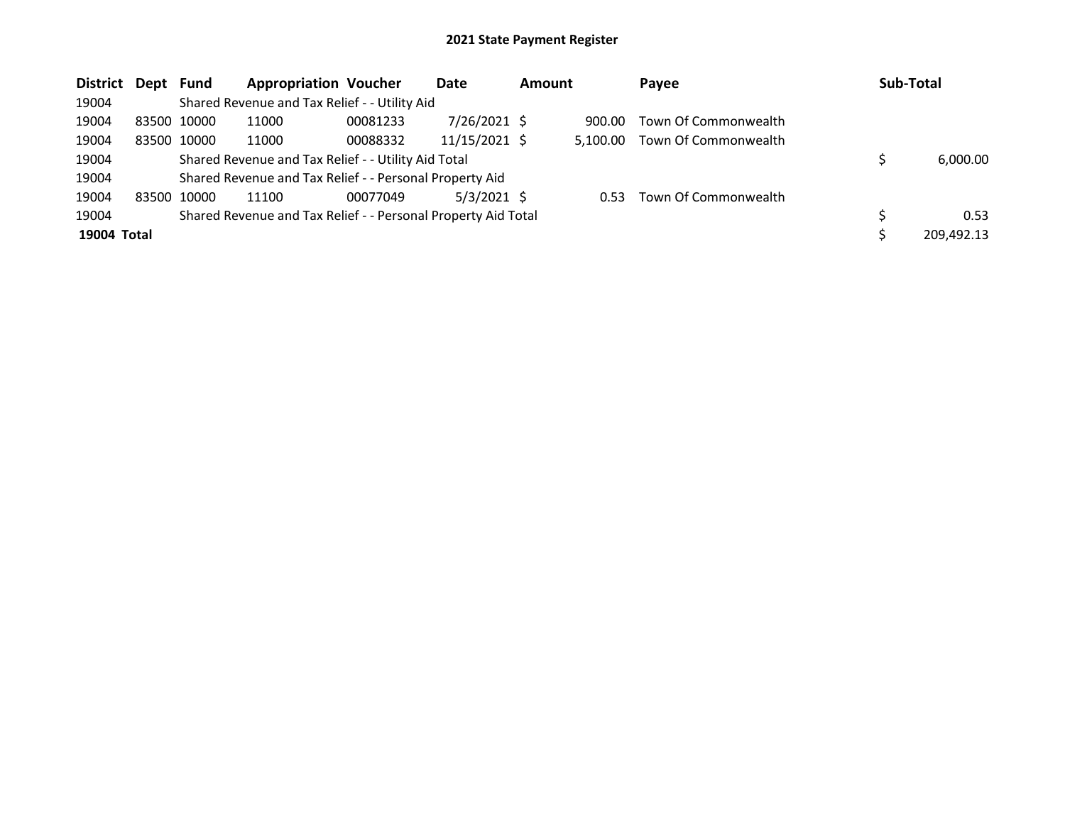**2021 State Payment Register**

| District | Dept | Fund | Appropriation | Voucher | Date | Amount | Payee | Sub-Total |
|---|---|---|---|---|---|---|---|---|
| 19004 | | Shared Revenue and Tax Relief - - Utility Aid | | | | | | |
| 19004 | 83500 | 10000 | 11000 | 00081233 | 7/26/2021 | $ 900.00 | Town Of Commonwealth | |
| 19004 | 83500 | 10000 | 11000 | 00088332 | 11/15/2021 | $ 5,100.00 | Town Of Commonwealth | |
| 19004 | | Shared Revenue and Tax Relief - - Utility Aid Total | | | | | | $ 6,000.00 |
| 19004 | | Shared Revenue and Tax Relief - - Personal Property Aid | | | | | | |
| 19004 | 83500 | 10000 | 11100 | 00077049 | 5/3/2021 | $ 0.53 | Town Of Commonwealth | |
| 19004 | | Shared Revenue and Tax Relief - - Personal Property Aid Total | | | | | | $ 0.53 |
| **19004 Total** | | | | | | | | $ 209,492.13 |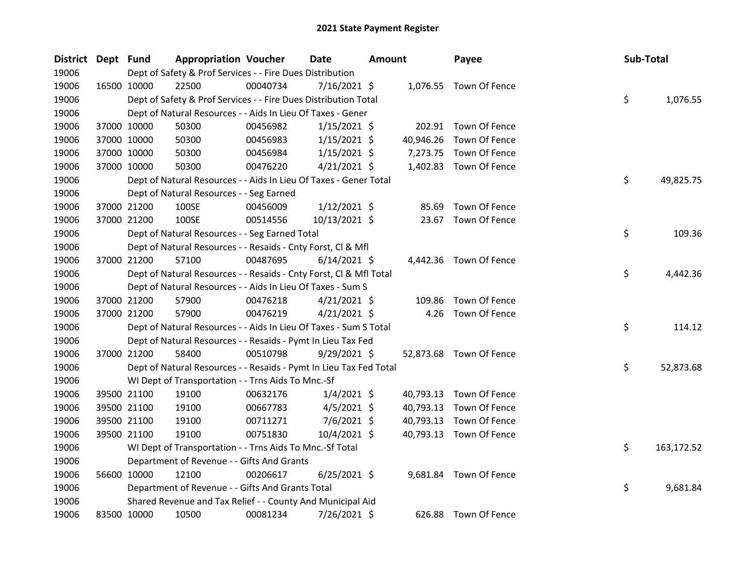# 2021 State Payment Register

| District | Dept | Fund | Appropriation | Voucher | Date | Amount | Payee | Sub-Total |
|---|---|---|---|---|---|---|---|---|
| 19006 | | Dept of Safety & Prof Services - - Fire Dues Distribution | | | | | | |
| 19006 | 16500 | 10000 | 22500 | 00040734 | 7/16/2021 | $ 1,076.55 | Town Of Fence | |
| 19006 | | Dept of Safety & Prof Services - - Fire Dues Distribution Total | | | | | | $ 1,076.55 |
| 19006 | | Dept of Natural Resources - - Aids In Lieu Of Taxes - Gener | | | | | | |
| 19006 | 37000 | 10000 | 50300 | 00456982 | 1/15/2021 | $ 202.91 | Town Of Fence | |
| 19006 | 37000 | 10000 | 50300 | 00456983 | 1/15/2021 | $ 40,946.26 | Town Of Fence | |
| 19006 | 37000 | 10000 | 50300 | 00456984 | 1/15/2021 | $ 7,273.75 | Town Of Fence | |
| 19006 | 37000 | 10000 | 50300 | 00476220 | 4/21/2021 | $ 1,402.83 | Town Of Fence | |
| 19006 | | Dept of Natural Resources - - Aids In Lieu Of Taxes - Gener Total | | | | | | $ 49,825.75 |
| 19006 | | Dept of Natural Resources - - Seg Earned | | | | | | |
| 19006 | 37000 | 21200 | 100SE | 00456009 | 1/12/2021 | $ 85.69 | Town Of Fence | |
| 19006 | 37000 | 21200 | 100SE | 00514556 | 10/13/2021 | $ 23.67 | Town Of Fence | |
| 19006 | | Dept of Natural Resources - - Seg Earned Total | | | | | | $ 109.36 |
| 19006 | | Dept of Natural Resources - - Resaids - Cnty Forst, Cl & Mfl | | | | | | |
| 19006 | 37000 | 21200 | 57100 | 00487695 | 6/14/2021 | $ 4,442.36 | Town Of Fence | |
| 19006 | | Dept of Natural Resources - - Resaids - Cnty Forst, Cl & Mfl Total | | | | | | $ 4,442.36 |
| 19006 | | Dept of Natural Resources - - Aids In Lieu Of Taxes - Sum S | | | | | | |
| 19006 | 37000 | 21200 | 57900 | 00476218 | 4/21/2021 | $ 109.86 | Town Of Fence | |
| 19006 | 37000 | 21200 | 57900 | 00476219 | 4/21/2021 | $ 4.26 | Town Of Fence | |
| 19006 | | Dept of Natural Resources - - Aids In Lieu Of Taxes - Sum S Total | | | | | | $ 114.12 |
| 19006 | | Dept of Natural Resources - - Resaids - Pymt In Lieu Tax Fed | | | | | | |
| 19006 | 37000 | 21200 | 58400 | 00510798 | 9/29/2021 | $ 52,873.68 | Town Of Fence | |
| 19006 | | Dept of Natural Resources - - Resaids - Pymt In Lieu Tax Fed Total | | | | | | $ 52,873.68 |
| 19006 | | WI Dept of Transportation - - Trns Aids To Mnc.-Sf | | | | | | |
| 19006 | 39500 | 21100 | 19100 | 00632176 | 1/4/2021 | $ 40,793.13 | Town Of Fence | |
| 19006 | 39500 | 21100 | 19100 | 00667783 | 4/5/2021 | $ 40,793.13 | Town Of Fence | |
| 19006 | 39500 | 21100 | 19100 | 00711271 | 7/6/2021 | $ 40,793.13 | Town Of Fence | |
| 19006 | 39500 | 21100 | 19100 | 00751830 | 10/4/2021 | $ 40,793.13 | Town Of Fence | |
| 19006 | | WI Dept of Transportation - - Trns Aids To Mnc.-Sf Total | | | | | | $ 163,172.52 |
| 19006 | | Department of Revenue - - Gifts And Grants | | | | | | |
| 19006 | 56600 | 10000 | 12100 | 00206617 | 6/25/2021 | $ 9,681.84 | Town Of Fence | |
| 19006 | | Department of Revenue - - Gifts And Grants Total | | | | | | $ 9,681.84 |
| 19006 | | Shared Revenue and Tax Relief - - County And Municipal Aid | | | | | | |
| 19006 | 83500 | 10000 | 10500 | 00081234 | 7/26/2021 | $ 626.88 | Town Of Fence | |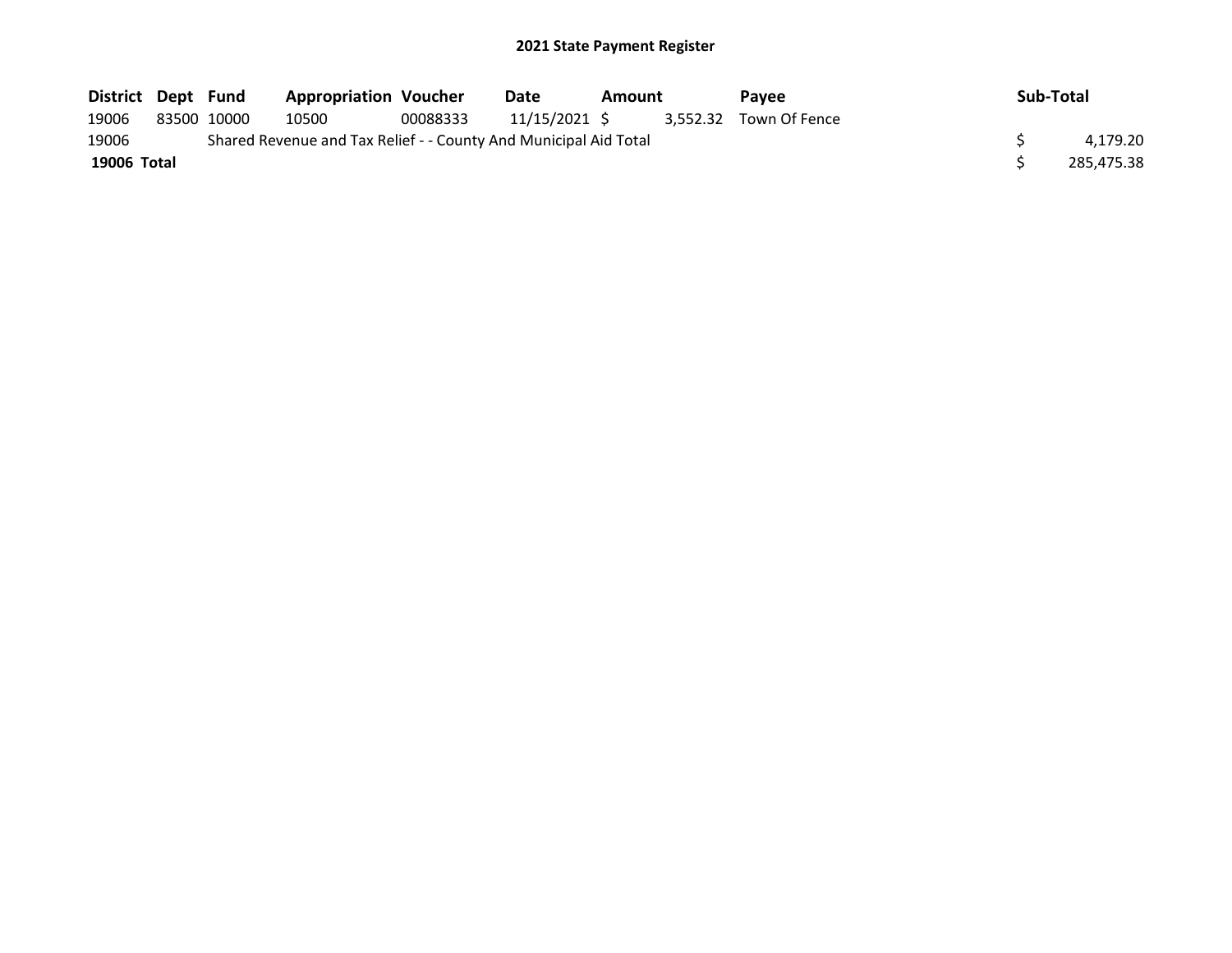## 2021 State Payment Register

| District | Dept | Fund | Appropriation | Voucher | Date | Amount | Payee | Sub-Total |
|---|---|---|---|---|---|---|---|---|
| 19006 | 83500 | 10000 | 10500 | 00088333 | 11/15/2021 | $ 3,552.32 | Town Of Fence | |
| 19006 | Shared Revenue and Tax Relief - - County And Municipal Aid Total | | | | | | | $ 4,179.20 |
| **19006 Total** | | | | | | | | $ 285,475.38 |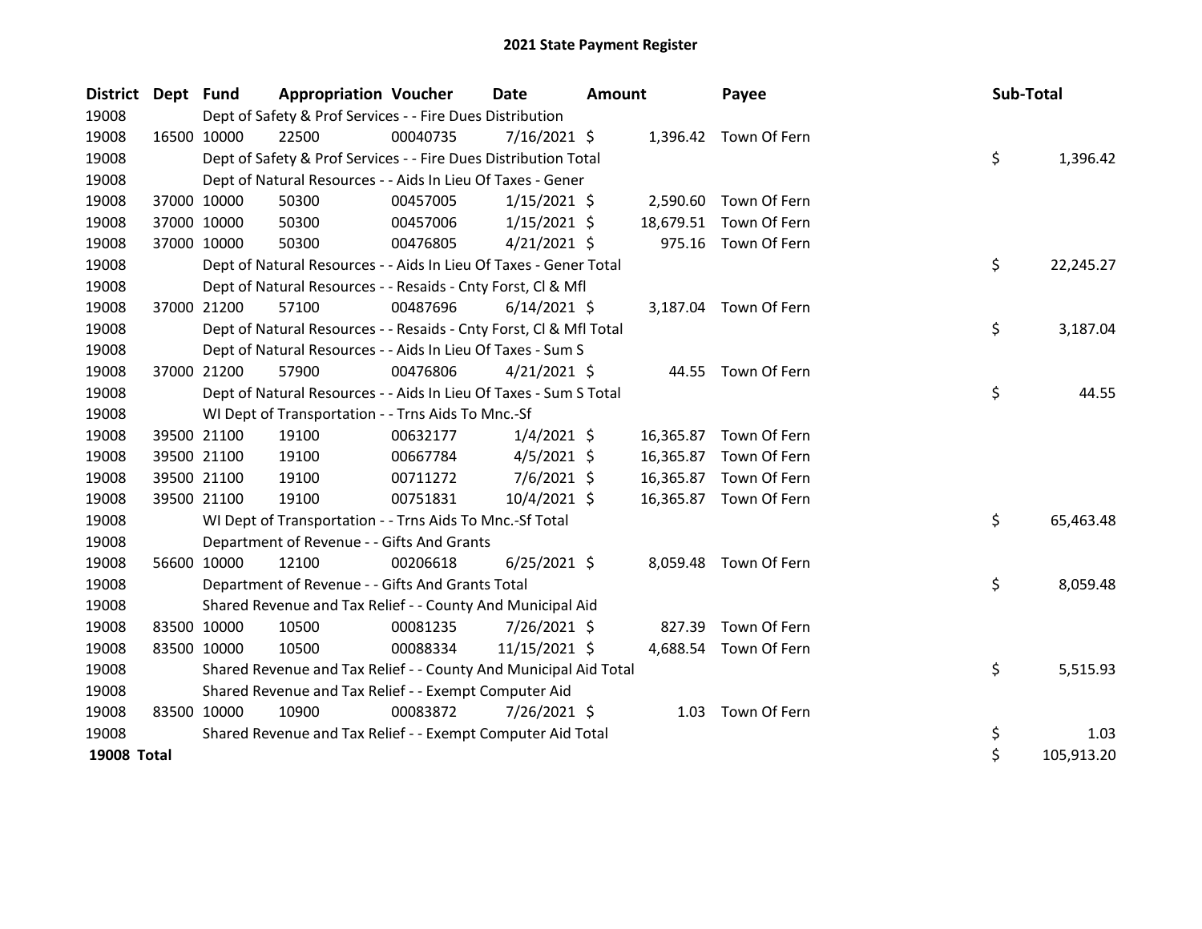# 2021 State Payment Register

| District | Dept | Fund | Appropriation | Voucher | Date | Amount | Payee | Sub-Total |
|---|---|---|---|---|---|---|---|---|
| 19008 | | Dept of Safety & Prof Services - - Fire Dues Distribution | | | | | | |
| 19008 | 16500 | 10000 | 22500 | 00040735 | 7/16/2021 | $ 1,396.42 | Town Of Fern | |
| 19008 | | Dept of Safety & Prof Services - - Fire Dues Distribution Total | | | | | | $ 1,396.42 |
| 19008 | | Dept of Natural Resources - - Aids In Lieu Of Taxes - Gener | | | | | | |
| 19008 | 37000 | 10000 | 50300 | 00457005 | 1/15/2021 | $ 2,590.60 | Town Of Fern | |
| 19008 | 37000 | 10000 | 50300 | 00457006 | 1/15/2021 | $ 18,679.51 | Town Of Fern | |
| 19008 | 37000 | 10000 | 50300 | 00476805 | 4/21/2021 | $ 975.16 | Town Of Fern | |
| 19008 | | Dept of Natural Resources - - Aids In Lieu Of Taxes - Gener Total | | | | | | $ 22,245.27 |
| 19008 | | Dept of Natural Resources - - Resaids - Cnty Forst, Cl & Mfl | | | | | | |
| 19008 | 37000 | 21200 | 57100 | 00487696 | 6/14/2021 | $ 3,187.04 | Town Of Fern | |
| 19008 | | Dept of Natural Resources - - Resaids - Cnty Forst, Cl & Mfl Total | | | | | | $ 3,187.04 |
| 19008 | | Dept of Natural Resources - - Aids In Lieu Of Taxes - Sum S | | | | | | |
| 19008 | 37000 | 21200 | 57900 | 00476806 | 4/21/2021 | $ 44.55 | Town Of Fern | |
| 19008 | | Dept of Natural Resources - - Aids In Lieu Of Taxes - Sum S Total | | | | | | $ 44.55 |
| 19008 | | WI Dept of Transportation - - Trns Aids To Mnc.-Sf | | | | | | |
| 19008 | 39500 | 21100 | 19100 | 00632177 | 1/4/2021 | $ 16,365.87 | Town Of Fern | |
| 19008 | 39500 | 21100 | 19100 | 00667784 | 4/5/2021 | $ 16,365.87 | Town Of Fern | |
| 19008 | 39500 | 21100 | 19100 | 00711272 | 7/6/2021 | $ 16,365.87 | Town Of Fern | |
| 19008 | 39500 | 21100 | 19100 | 00751831 | 10/4/2021 | $ 16,365.87 | Town Of Fern | |
| 19008 | | WI Dept of Transportation - - Trns Aids To Mnc.-Sf Total | | | | | | $ 65,463.48 |
| 19008 | | Department of Revenue - - Gifts And Grants | | | | | | |
| 19008 | 56600 | 10000 | 12100 | 00206618 | 6/25/2021 | $ 8,059.48 | Town Of Fern | |
| 19008 | | Department of Revenue - - Gifts And Grants Total | | | | | | $ 8,059.48 |
| 19008 | | Shared Revenue and Tax Relief - - County And Municipal Aid | | | | | | |
| 19008 | 83500 | 10000 | 10500 | 00081235 | 7/26/2021 | $ 827.39 | Town Of Fern | |
| 19008 | 83500 | 10000 | 10500 | 00088334 | 11/15/2021 | $ 4,688.54 | Town Of Fern | |
| 19008 | | Shared Revenue and Tax Relief - - County And Municipal Aid Total | | | | | | $ 5,515.93 |
| 19008 | | Shared Revenue and Tax Relief - - Exempt Computer Aid | | | | | | |
| 19008 | 83500 | 10000 | 10900 | 00083872 | 7/26/2021 | $ 1.03 | Town Of Fern | |
| 19008 | | Shared Revenue and Tax Relief - - Exempt Computer Aid Total | | | | | | $ 1.03 |
| **19008 Total** | | | | | | | | $ 105,913.20 |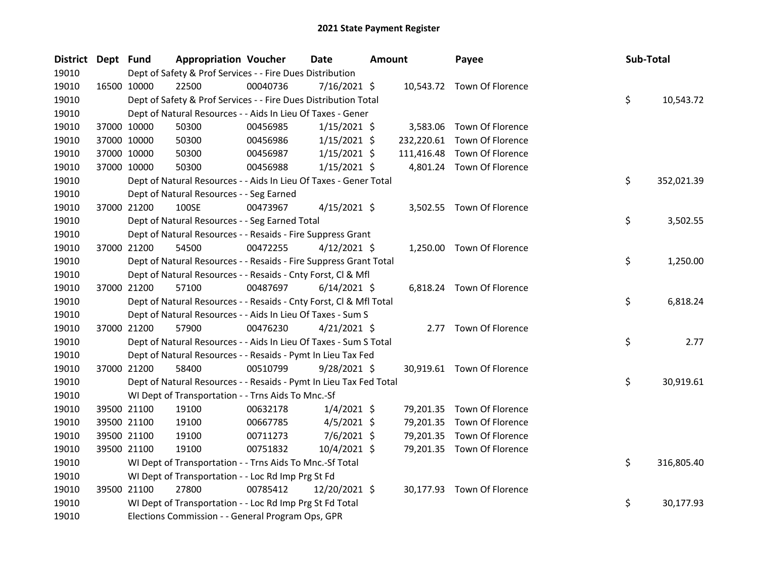# 2021 State Payment Register

| District | Dept | Fund | Appropriation | Voucher | Date | Amount | Payee | Sub-Total |
|---|---|---|---|---|---|---|---|---|
| 19010 | | Dept of Safety & Prof Services - - Fire Dues Distribution | | | | | | |
| 19010 | 16500 | 10000 | 22500 | 00040736 | 7/16/2021 | $ 10,543.72 | Town Of Florence | |
| 19010 | | Dept of Safety & Prof Services - - Fire Dues Distribution Total | | | | | | $ 10,543.72 |
| 19010 | | Dept of Natural Resources - - Aids In Lieu Of Taxes - Gener | | | | | | |
| 19010 | 37000 | 10000 | 50300 | 00456985 | 1/15/2021 | $ 3,583.06 | Town Of Florence | |
| 19010 | 37000 | 10000 | 50300 | 00456986 | 1/15/2021 | $ 232,220.61 | Town Of Florence | |
| 19010 | 37000 | 10000 | 50300 | 00456987 | 1/15/2021 | $ 111,416.48 | Town Of Florence | |
| 19010 | 37000 | 10000 | 50300 | 00456988 | 1/15/2021 | $ 4,801.24 | Town Of Florence | |
| 19010 | | Dept of Natural Resources - - Aids In Lieu Of Taxes - Gener Total | | | | | | $ 352,021.39 |
| 19010 | | Dept of Natural Resources - - Seg Earned | | | | | | |
| 19010 | 37000 | 21200 | 100SE | 00473967 | 4/15/2021 | $ 3,502.55 | Town Of Florence | |
| 19010 | | Dept of Natural Resources - - Seg Earned Total | | | | | | $ 3,502.55 |
| 19010 | | Dept of Natural Resources - - Resaids - Fire Suppress Grant | | | | | | |
| 19010 | 37000 | 21200 | 54500 | 00472255 | 4/12/2021 | $ 1,250.00 | Town Of Florence | |
| 19010 | | Dept of Natural Resources - - Resaids - Fire Suppress Grant Total | | | | | | $ 1,250.00 |
| 19010 | | Dept of Natural Resources - - Resaids - Cnty Forst, Cl & Mfl | | | | | | |
| 19010 | 37000 | 21200 | 57100 | 00487697 | 6/14/2021 | $ 6,818.24 | Town Of Florence | |
| 19010 | | Dept of Natural Resources - - Resaids - Cnty Forst, Cl & Mfl Total | | | | | | $ 6,818.24 |
| 19010 | | Dept of Natural Resources - - Aids In Lieu Of Taxes - Sum S | | | | | | |
| 19010 | 37000 | 21200 | 57900 | 00476230 | 4/21/2021 | $ 2.77 | Town Of Florence | |
| 19010 | | Dept of Natural Resources - - Aids In Lieu Of Taxes - Sum S Total | | | | | | $ 2.77 |
| 19010 | | Dept of Natural Resources - - Resaids - Pymt In Lieu Tax Fed | | | | | | |
| 19010 | 37000 | 21200 | 58400 | 00510799 | 9/28/2021 | $ 30,919.61 | Town Of Florence | |
| 19010 | | Dept of Natural Resources - - Resaids - Pymt In Lieu Tax Fed Total | | | | | | $ 30,919.61 |
| 19010 | | WI Dept of Transportation - - Trns Aids To Mnc.-Sf | | | | | | |
| 19010 | 39500 | 21100 | 19100 | 00632178 | 1/4/2021 | $ 79,201.35 | Town Of Florence | |
| 19010 | 39500 | 21100 | 19100 | 00667785 | 4/5/2021 | $ 79,201.35 | Town Of Florence | |
| 19010 | 39500 | 21100 | 19100 | 00711273 | 7/6/2021 | $ 79,201.35 | Town Of Florence | |
| 19010 | 39500 | 21100 | 19100 | 00751832 | 10/4/2021 | $ 79,201.35 | Town Of Florence | |
| 19010 | | WI Dept of Transportation - - Trns Aids To Mnc.-Sf Total | | | | | | $ 316,805.40 |
| 19010 | | WI Dept of Transportation - - Loc Rd Imp Prg St Fd | | | | | | |
| 19010 | 39500 | 21100 | 27800 | 00785412 | 12/20/2021 | $ 30,177.93 | Town Of Florence | |
| 19010 | | WI Dept of Transportation - - Loc Rd Imp Prg St Fd Total | | | | | | $ 30,177.93 |
| 19010 | | Elections Commission - - General Program Ops, GPR | | | | | | |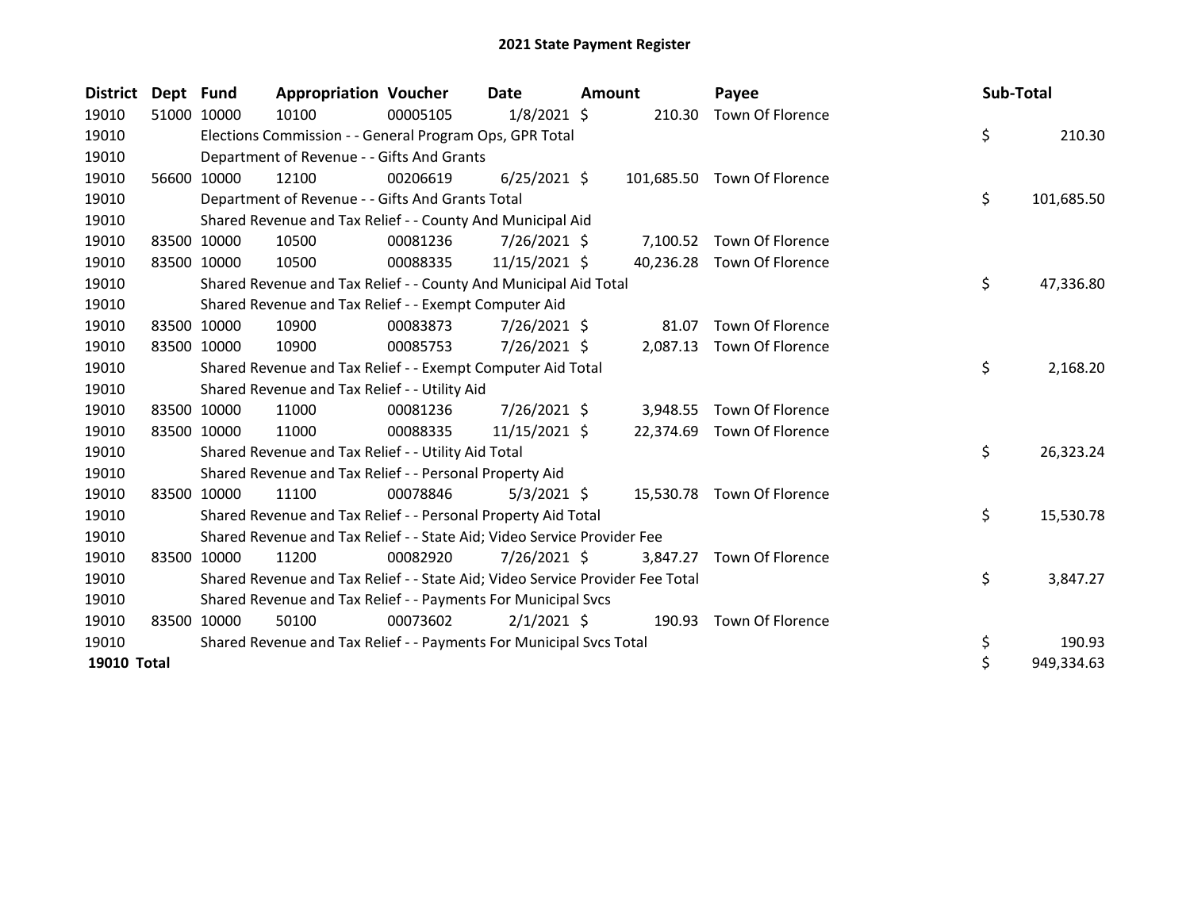# 2021 State Payment Register

| District | Dept | Fund | Appropriation | Voucher | Date | Amount | Payee | Sub-Total |
|---|---|---|---|---|---|---|---|---|
| 19010 | 51000 | 10000 | 10100 | 00005105 | 1/8/2021 | $ 210.30 | Town Of Florence | |
| 19010 | | Elections Commission - - General Program Ops, GPR Total | | | | | | $ 210.30 |
| 19010 | | Department of Revenue - - Gifts And Grants | | | | | | |
| 19010 | 56600 | 10000 | 12100 | 00206619 | 6/25/2021 | $ 101,685.50 | Town Of Florence | |
| 19010 | | Department of Revenue - - Gifts And Grants Total | | | | | | $ 101,685.50 |
| 19010 | | Shared Revenue and Tax Relief - - County And Municipal Aid | | | | | | |
| 19010 | 83500 | 10000 | 10500 | 00081236 | 7/26/2021 | $ 7,100.52 | Town Of Florence | |
| 19010 | 83500 | 10000 | 10500 | 00088335 | 11/15/2021 | $ 40,236.28 | Town Of Florence | |
| 19010 | | Shared Revenue and Tax Relief - - County And Municipal Aid Total | | | | | | $ 47,336.80 |
| 19010 | | Shared Revenue and Tax Relief - - Exempt Computer Aid | | | | | | |
| 19010 | 83500 | 10000 | 10900 | 00083873 | 7/26/2021 | $ 81.07 | Town Of Florence | |
| 19010 | 83500 | 10000 | 10900 | 00085753 | 7/26/2021 | $ 2,087.13 | Town Of Florence | |
| 19010 | | Shared Revenue and Tax Relief - - Exempt Computer Aid Total | | | | | | $ 2,168.20 |
| 19010 | | Shared Revenue and Tax Relief - - Utility Aid | | | | | | |
| 19010 | 83500 | 10000 | 11000 | 00081236 | 7/26/2021 | $ 3,948.55 | Town Of Florence | |
| 19010 | 83500 | 10000 | 11000 | 00088335 | 11/15/2021 | $ 22,374.69 | Town Of Florence | |
| 19010 | | Shared Revenue and Tax Relief - - Utility Aid Total | | | | | | $ 26,323.24 |
| 19010 | | Shared Revenue and Tax Relief - - Personal Property Aid | | | | | | |
| 19010 | 83500 | 10000 | 11100 | 00078846 | 5/3/2021 | $ 15,530.78 | Town Of Florence | |
| 19010 | | Shared Revenue and Tax Relief - - Personal Property Aid Total | | | | | | $ 15,530.78 |
| 19010 | | Shared Revenue and Tax Relief - - State Aid; Video Service Provider Fee | | | | | | |
| 19010 | 83500 | 10000 | 11200 | 00082920 | 7/26/2021 | $ 3,847.27 | Town Of Florence | |
| 19010 | | Shared Revenue and Tax Relief - - State Aid; Video Service Provider Fee Total | | | | | | $ 3,847.27 |
| 19010 | | Shared Revenue and Tax Relief - - Payments For Municipal Svcs | | | | | | |
| 19010 | 83500 | 10000 | 50100 | 00073602 | 2/1/2021 | $ 190.93 | Town Of Florence | |
| 19010 | | Shared Revenue and Tax Relief - - Payments For Municipal Svcs Total | | | | | | $ 190.93 |
| **19010 Total** | | | | | | | | $ 949,334.63 |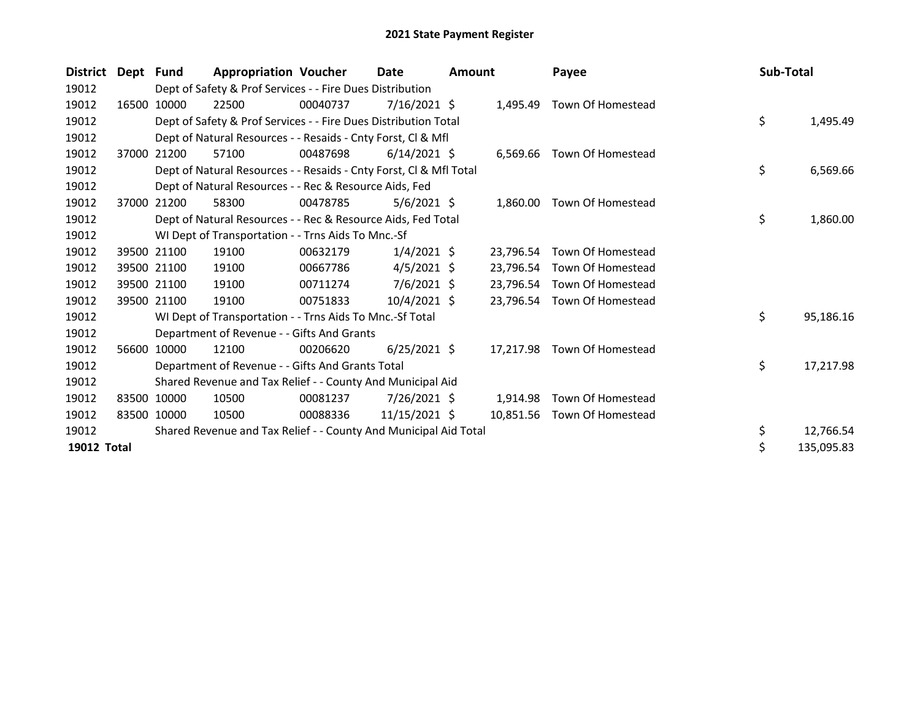# 2021 State Payment Register

| District | Dept | Fund | Appropriation | Voucher | Date | Amount | Payee | Sub-Total |
|---|---|---|---|---|---|---|---|---|
| 19012 | | Dept of Safety & Prof Services - - Fire Dues Distribution | | | | | | |
| 19012 | 16500 | 10000 | 22500 | 00040737 | 7/16/2021 | $ 1,495.49 | Town Of Homestead | |
| 19012 | | Dept of Safety & Prof Services - - Fire Dues Distribution Total | | | | | | $ 1,495.49 |
| 19012 | | Dept of Natural Resources - - Resaids - Cnty Forst, Cl & Mfl | | | | | | |
| 19012 | 37000 | 21200 | 57100 | 00487698 | 6/14/2021 | $ 6,569.66 | Town Of Homestead | |
| 19012 | | Dept of Natural Resources - - Resaids - Cnty Forst, Cl & Mfl Total | | | | | | $ 6,569.66 |
| 19012 | | Dept of Natural Resources - - Rec & Resource Aids, Fed | | | | | | |
| 19012 | 37000 | 21200 | 58300 | 00478785 | 5/6/2021 | $ 1,860.00 | Town Of Homestead | |
| 19012 | | Dept of Natural Resources - - Rec & Resource Aids, Fed Total | | | | | | $ 1,860.00 |
| 19012 | | WI Dept of Transportation - - Trns Aids To Mnc.-Sf | | | | | | |
| 19012 | 39500 | 21100 | 19100 | 00632179 | 1/4/2021 | $ 23,796.54 | Town Of Homestead | |
| 19012 | 39500 | 21100 | 19100 | 00667786 | 4/5/2021 | $ 23,796.54 | Town Of Homestead | |
| 19012 | 39500 | 21100 | 19100 | 00711274 | 7/6/2021 | $ 23,796.54 | Town Of Homestead | |
| 19012 | 39500 | 21100 | 19100 | 00751833 | 10/4/2021 | $ 23,796.54 | Town Of Homestead | |
| 19012 | | WI Dept of Transportation - - Trns Aids To Mnc.-Sf Total | | | | | | $ 95,186.16 |
| 19012 | | Department of Revenue - - Gifts And Grants | | | | | | |
| 19012 | 56600 | 10000 | 12100 | 00206620 | 6/25/2021 | $ 17,217.98 | Town Of Homestead | |
| 19012 | | Department of Revenue - - Gifts And Grants Total | | | | | | $ 17,217.98 |
| 19012 | | Shared Revenue and Tax Relief - - County And Municipal Aid | | | | | | |
| 19012 | 83500 | 10000 | 10500 | 00081237 | 7/26/2021 | $ 1,914.98 | Town Of Homestead | |
| 19012 | 83500 | 10000 | 10500 | 00088336 | 11/15/2021 | $ 10,851.56 | Town Of Homestead | |
| 19012 | | Shared Revenue and Tax Relief - - County And Municipal Aid Total | | | | | | $ 12,766.54 |
| **19012 Total** | | | | | | | | $ 135,095.83 |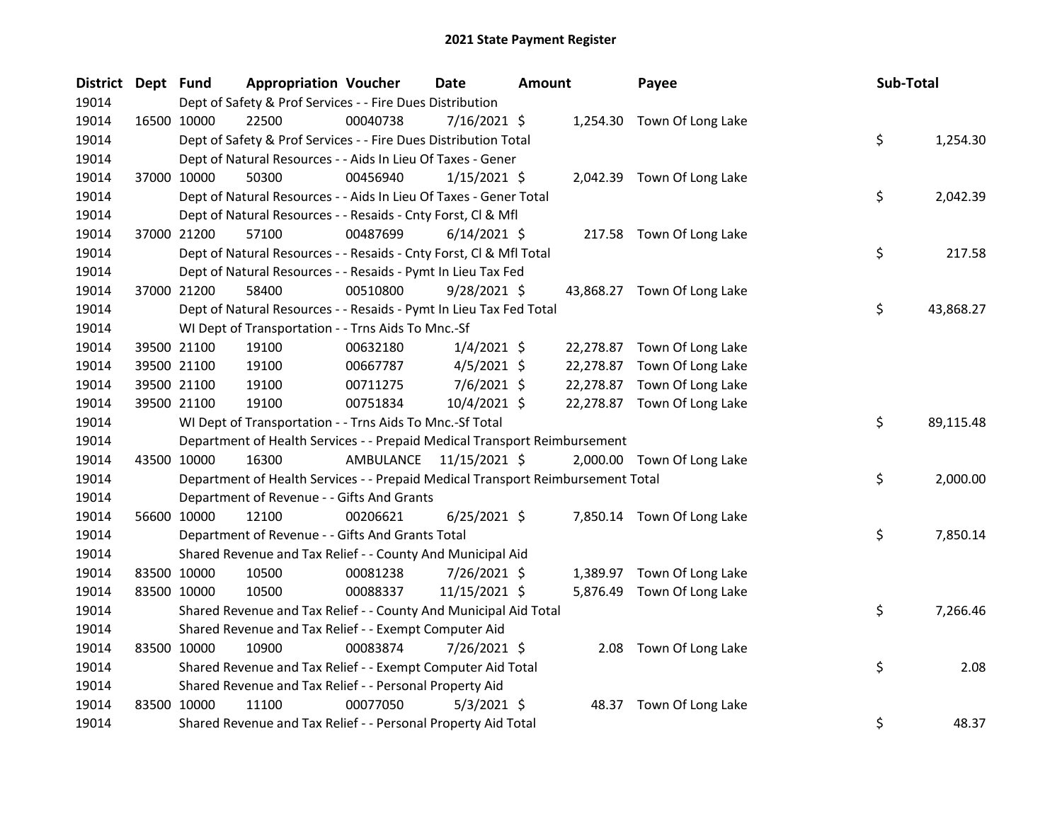# 2021 State Payment Register

| District | Dept | Fund | Appropriation | Voucher | Date | Amount | Payee | Sub-Total |
|---|---|---|---|---|---|---|---|---|
| 19014 | | Dept of Safety & Prof Services - - Fire Dues Distribution | | | | | | |
| 19014 | 16500 | 10000 | 22500 | 00040738 | 7/16/2021 | $ 1,254.30 | Town Of Long Lake | |
| 19014 | | Dept of Safety & Prof Services - - Fire Dues Distribution Total | | | | | | $ 1,254.30 |
| 19014 | | Dept of Natural Resources - - Aids In Lieu Of Taxes - Gener | | | | | | |
| 19014 | 37000 | 10000 | 50300 | 00456940 | 1/15/2021 | $ 2,042.39 | Town Of Long Lake | |
| 19014 | | Dept of Natural Resources - - Aids In Lieu Of Taxes - Gener Total | | | | | | $ 2,042.39 |
| 19014 | | Dept of Natural Resources - - Resaids - Cnty Forst, Cl & Mfl | | | | | | |
| 19014 | 37000 | 21200 | 57100 | 00487699 | 6/14/2021 | $ 217.58 | Town Of Long Lake | |
| 19014 | | Dept of Natural Resources - - Resaids - Cnty Forst, Cl & Mfl Total | | | | | | $ 217.58 |
| 19014 | | Dept of Natural Resources - - Resaids - Pymt In Lieu Tax Fed | | | | | | |
| 19014 | 37000 | 21200 | 58400 | 00510800 | 9/28/2021 | $ 43,868.27 | Town Of Long Lake | |
| 19014 | | Dept of Natural Resources - - Resaids - Pymt In Lieu Tax Fed Total | | | | | | $ 43,868.27 |
| 19014 | | WI Dept of Transportation - - Trns Aids To Mnc.-Sf | | | | | | |
| 19014 | 39500 | 21100 | 19100 | 00632180 | 1/4/2021 | $ 22,278.87 | Town Of Long Lake | |
| 19014 | 39500 | 21100 | 19100 | 00667787 | 4/5/2021 | $ 22,278.87 | Town Of Long Lake | |
| 19014 | 39500 | 21100 | 19100 | 00711275 | 7/6/2021 | $ 22,278.87 | Town Of Long Lake | |
| 19014 | 39500 | 21100 | 19100 | 00751834 | 10/4/2021 | $ 22,278.87 | Town Of Long Lake | |
| 19014 | | WI Dept of Transportation - - Trns Aids To Mnc.-Sf Total | | | | | | $ 89,115.48 |
| 19014 | | Department of Health Services - - Prepaid Medical Transport Reimbursement | | | | | | |
| 19014 | 43500 | 10000 | 16300 | AMBULANCE | 11/15/2021 | $ 2,000.00 | Town Of Long Lake | |
| 19014 | | Department of Health Services - - Prepaid Medical Transport Reimbursement Total | | | | | | $ 2,000.00 |
| 19014 | | Department of Revenue - - Gifts And Grants | | | | | | |
| 19014 | 56600 | 10000 | 12100 | 00206621 | 6/25/2021 | $ 7,850.14 | Town Of Long Lake | |
| 19014 | | Department of Revenue - - Gifts And Grants Total | | | | | | $ 7,850.14 |
| 19014 | | Shared Revenue and Tax Relief - - County And Municipal Aid | | | | | | |
| 19014 | 83500 | 10000 | 10500 | 00081238 | 7/26/2021 | $ 1,389.97 | Town Of Long Lake | |
| 19014 | 83500 | 10000 | 10500 | 00088337 | 11/15/2021 | $ 5,876.49 | Town Of Long Lake | |
| 19014 | | Shared Revenue and Tax Relief - - County And Municipal Aid Total | | | | | | $ 7,266.46 |
| 19014 | | Shared Revenue and Tax Relief - - Exempt Computer Aid | | | | | | |
| 19014 | 83500 | 10000 | 10900 | 00083874 | 7/26/2021 | $ 2.08 | Town Of Long Lake | |
| 19014 | | Shared Revenue and Tax Relief - - Exempt Computer Aid Total | | | | | | $ 2.08 |
| 19014 | | Shared Revenue and Tax Relief - - Personal Property Aid | | | | | | |
| 19014 | 83500 | 10000 | 11100 | 00077050 | 5/3/2021 | $ 48.37 | Town Of Long Lake | |
| 19014 | | Shared Revenue and Tax Relief - - Personal Property Aid Total | | | | | | $ 48.37 |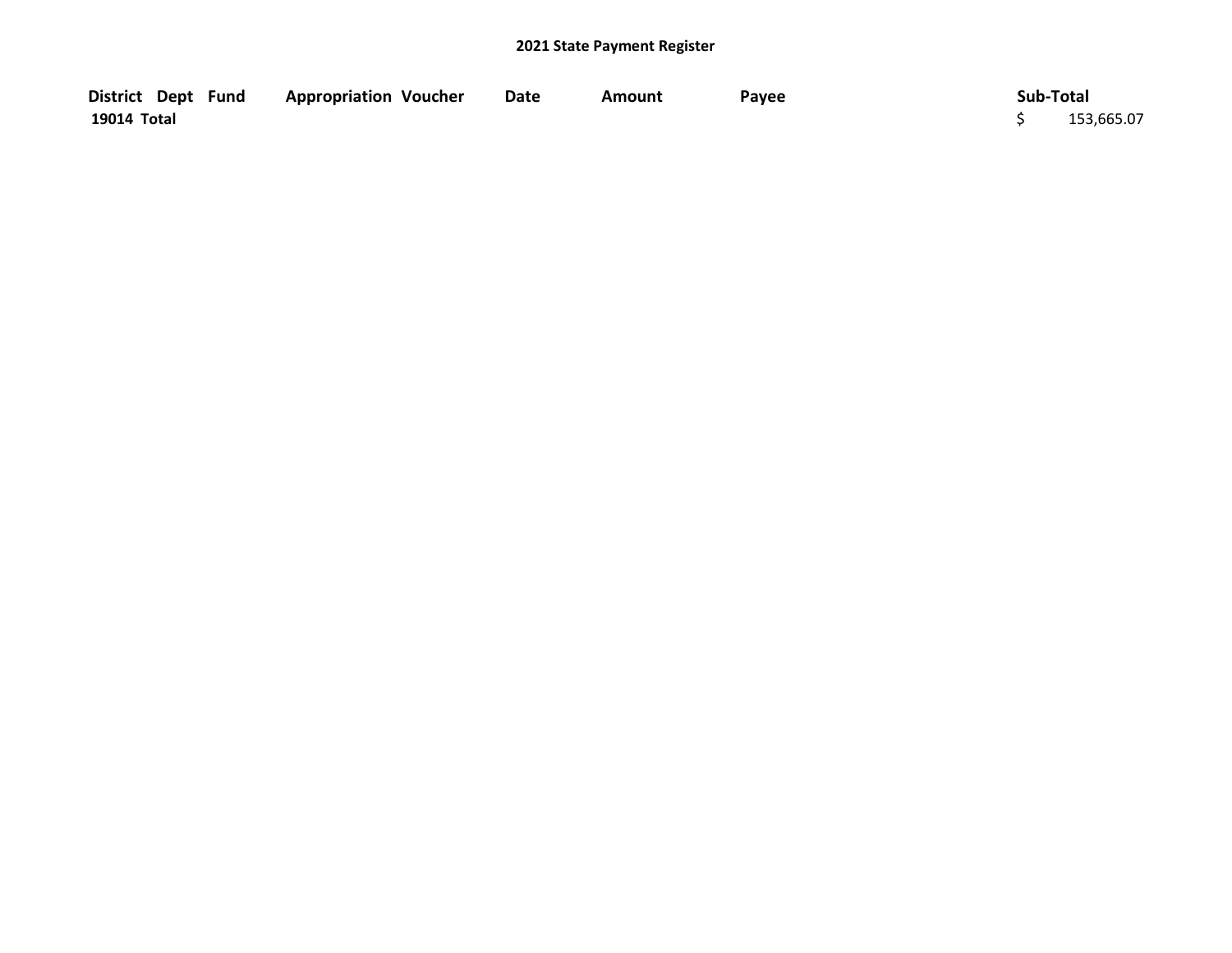# 2021 State Payment Register

| District | Dept | Fund | Appropriation | Voucher | Date | Amount | Payee | Sub-Total |
|---|---|---|---|---|---|---|---|---|
| 19014 Total | | | | | | | | $ 153,665.07 |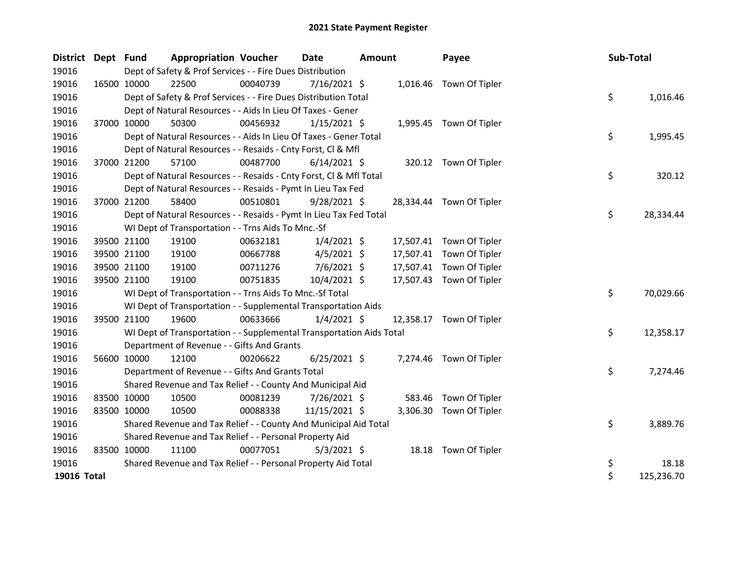# 2021 State Payment Register

| District | Dept | Fund | Appropriation | Voucher | Date | Amount | Payee | Sub-Total |
|---|---|---|---|---|---|---|---|---|
| 19016 | | Dept of Safety & Prof Services - - Fire Dues Distribution | | | | | | |
| 19016 | 16500 | 10000 | 22500 | 00040739 | 7/16/2021 | $ 1,016.46 | Town Of Tipler | |
| 19016 | | Dept of Safety & Prof Services - - Fire Dues Distribution Total | | | | | | $ 1,016.46 |
| 19016 | | Dept of Natural Resources - - Aids In Lieu Of Taxes - Gener | | | | | | |
| 19016 | 37000 | 10000 | 50300 | 00456932 | 1/15/2021 | $ 1,995.45 | Town Of Tipler | |
| 19016 | | Dept of Natural Resources - - Aids In Lieu Of Taxes - Gener Total | | | | | | $ 1,995.45 |
| 19016 | | Dept of Natural Resources - - Resaids - Cnty Forst, Cl & Mfl | | | | | | |
| 19016 | 37000 | 21200 | 57100 | 00487700 | 6/14/2021 | $ 320.12 | Town Of Tipler | |
| 19016 | | Dept of Natural Resources - - Resaids - Cnty Forst, Cl & Mfl Total | | | | | | $ 320.12 |
| 19016 | | Dept of Natural Resources - - Resaids - Pymt In Lieu Tax Fed | | | | | | |
| 19016 | 37000 | 21200 | 58400 | 00510801 | 9/28/2021 | $ 28,334.44 | Town Of Tipler | |
| 19016 | | Dept of Natural Resources - - Resaids - Pymt In Lieu Tax Fed Total | | | | | | $ 28,334.44 |
| 19016 | | WI Dept of Transportation - - Trns Aids To Mnc.-Sf | | | | | | |
| 19016 | 39500 | 21100 | 19100 | 00632181 | 1/4/2021 | $ 17,507.41 | Town Of Tipler | |
| 19016 | 39500 | 21100 | 19100 | 00667788 | 4/5/2021 | $ 17,507.41 | Town Of Tipler | |
| 19016 | 39500 | 21100 | 19100 | 00711276 | 7/6/2021 | $ 17,507.41 | Town Of Tipler | |
| 19016 | 39500 | 21100 | 19100 | 00751835 | 10/4/2021 | $ 17,507.43 | Town Of Tipler | |
| 19016 | | WI Dept of Transportation - - Trns Aids To Mnc.-Sf Total | | | | | | $ 70,029.66 |
| 19016 | | WI Dept of Transportation - - Supplemental Transportation Aids | | | | | | |
| 19016 | 39500 | 21100 | 19600 | 00633666 | 1/4/2021 | $ 12,358.17 | Town Of Tipler | |
| 19016 | | WI Dept of Transportation - - Supplemental Transportation Aids Total | | | | | | $ 12,358.17 |
| 19016 | | Department of Revenue - - Gifts And Grants | | | | | | |
| 19016 | 56600 | 10000 | 12100 | 00206622 | 6/25/2021 | $ 7,274.46 | Town Of Tipler | |
| 19016 | | Department of Revenue - - Gifts And Grants Total | | | | | | $ 7,274.46 |
| 19016 | | Shared Revenue and Tax Relief - - County And Municipal Aid | | | | | | |
| 19016 | 83500 | 10000 | 10500 | 00081239 | 7/26/2021 | $ 583.46 | Town Of Tipler | |
| 19016 | 83500 | 10000 | 10500 | 00088338 | 11/15/2021 | $ 3,306.30 | Town Of Tipler | |
| 19016 | | Shared Revenue and Tax Relief - - County And Municipal Aid Total | | | | | | $ 3,889.76 |
| 19016 | | Shared Revenue and Tax Relief - - Personal Property Aid | | | | | | |
| 19016 | 83500 | 10000 | 11100 | 00077051 | 5/3/2021 | $ 18.18 | Town Of Tipler | |
| 19016 | | Shared Revenue and Tax Relief - - Personal Property Aid Total | | | | | | $ 18.18 |
| **19016 Total** | | | | | | | | $ 125,236.70 |